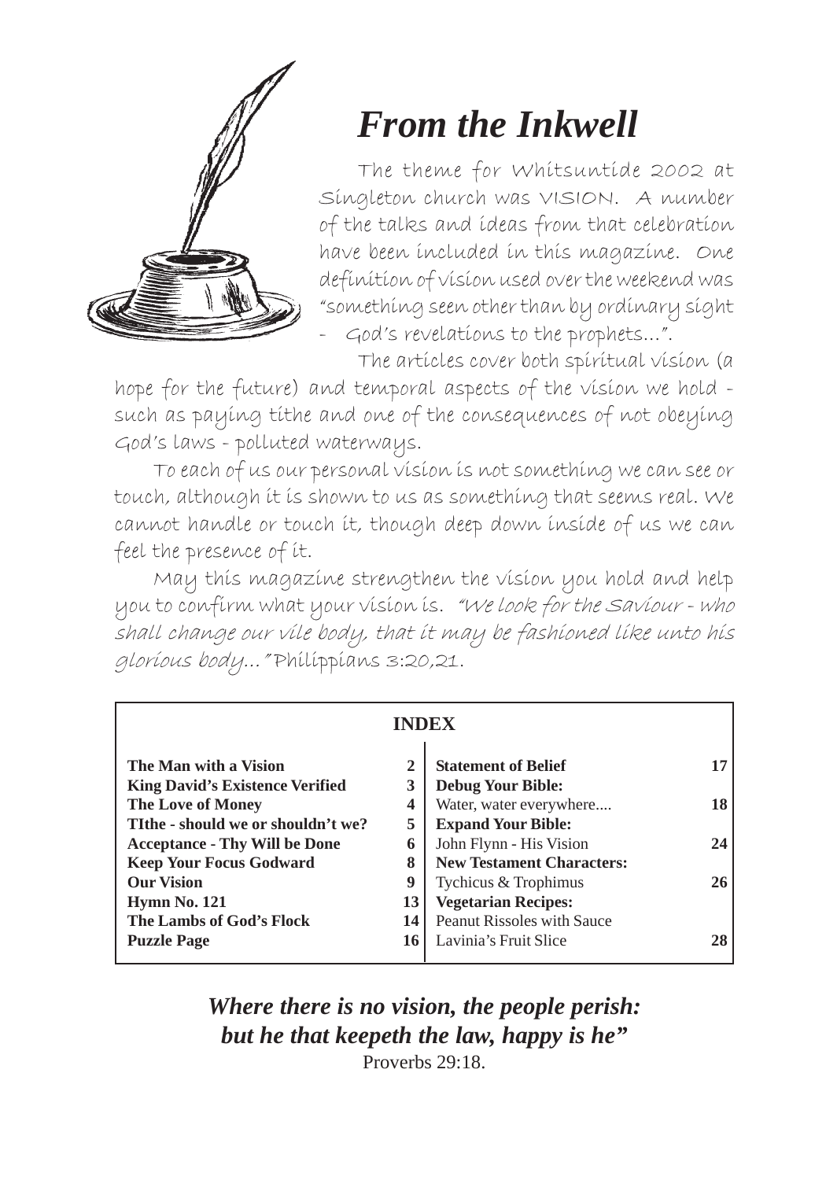# *From the Inkwell*

The theme for Whitsuntide 2002 at Singleton church was VISION. A number of the talks and ideas from that celebration have been included in this magazine. One definition of vision used over the weekend was "something seen other than by ordinary sight - God's revelations to the prophets...".

The articles cover both spiritual vision (a hope for the future) and temporal aspects of the vision we hold - such as paying tithe and one of the consequences of not obeying God's laws - polluted waterways.

To each of us our personal vision is not something we can see or touch, although it is shown to us as something that seems real. We cannot handle or touch it, though deep down inside of us we can feel the presence of it.

May this magazine strengthen the vision you hold and help you to confirm what your vision is. *"We look for the Saviour - who shall change our vile body, that it may be fashioned like unto his glorious body..."* Philippians 3:20,21.

## INDEX

| | | | |
|---|---|---|---|
| **The Man with a Vision** | **2** | **Statement of Belief** | **17** |
| **King David's Existence Verified** | **3** | **Debug Your Bible:** | |
| **The Love of Money** | **4** | Water, water everywhere.... | **18** |
| **TIthe - should we or shouldn't we?** | **5** | **Expand Your Bible:** | |
| **Acceptance - Thy Will be Done** | **6** | John Flynn - His Vision | **24** |
| **Keep Your Focus Godward** | **8** | **New Testament Characters:** | |
| **Our Vision** | **9** | Tychicus & Trophimus | **26** |
| **Hymn No. 121** | **13** | **Vegetarian Recipes:** | |
| **The Lambs of God's Flock** | **14** | Peanut Rissoles with Sauce | |
| **Puzzle Page** | **16** | Lavinia's Fruit Slice | **28** |

***Where there is no vision, the people perish: but he that keepeth the law, happy is he"***

Proverbs 29:18.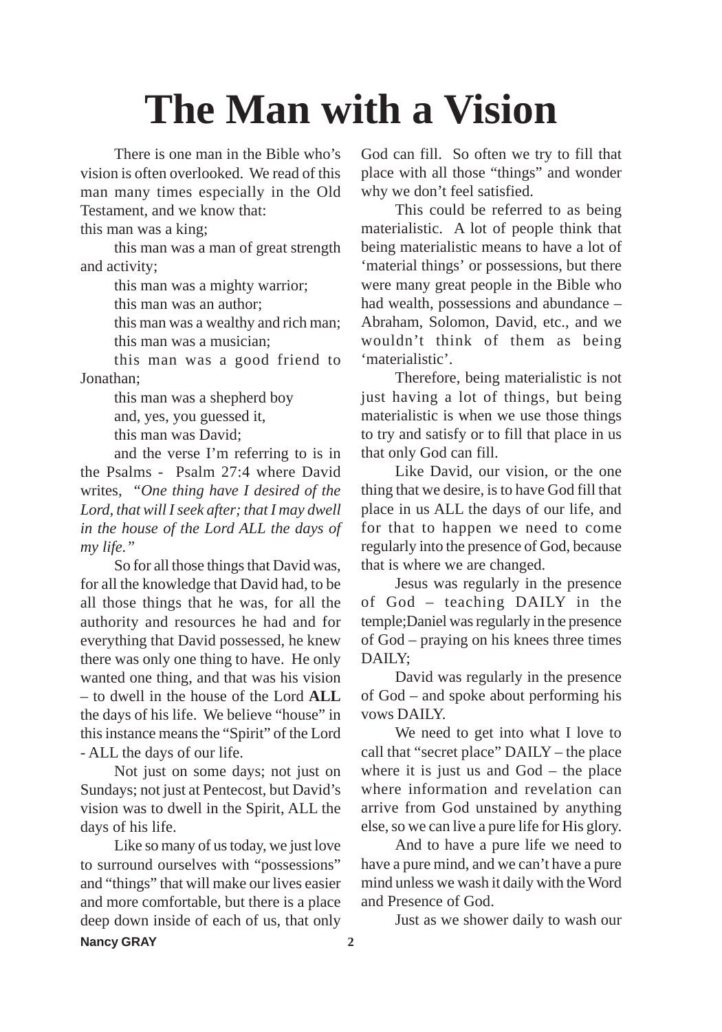# The Man with a Vision

There is one man in the Bible who's vision is often overlooked. We read of this man many times especially in the Old Testament, and we know that:

this man was a king;

this man was a man of great strength and activity;

this man was a mighty warrior;

this man was an author;

this man was a wealthy and rich man;

this man was a musician;

this man was a good friend to Jonathan;

this man was a shepherd boy

and, yes, you guessed it,

this man was David;

and the verse I'm referring to is in the Psalms - Psalm 27:4 where David writes, *"One thing have I desired of the Lord, that will I seek after; that I may dwell in the house of the Lord ALL the days of my life."*

So for all those things that David was, for all the knowledge that David had, to be all those things that he was, for all the authority and resources he had and for everything that David possessed, he knew there was only one thing to have. He only wanted one thing, and that was his vision – to dwell in the house of the Lord **ALL** the days of his life. We believe "house" in this instance means the "Spirit" of the Lord - ALL the days of our life.

Not just on some days; not just on Sundays; not just at Pentecost, but David's vision was to dwell in the Spirit, ALL the days of his life.

Like so many of us today, we just love to surround ourselves with "possessions" and "things" that will make our lives easier and more comfortable, but there is a place deep down inside of each of us, that only God can fill. So often we try to fill that place with all those "things" and wonder why we don't feel satisfied.

This could be referred to as being materialistic. A lot of people think that being materialistic means to have a lot of 'material things' or possessions, but there were many great people in the Bible who had wealth, possessions and abundance – Abraham, Solomon, David, etc., and we wouldn't think of them as being 'materialistic'.

Therefore, being materialistic is not just having a lot of things, but being materialistic is when we use those things to try and satisfy or to fill that place in us that only God can fill.

Like David, our vision, or the one thing that we desire, is to have God fill that place in us ALL the days of our life, and for that to happen we need to come regularly into the presence of God, because that is where we are changed.

Jesus was regularly in the presence of God – teaching DAILY in the temple;Daniel was regularly in the presence of God – praying on his knees three times DAILY;

David was regularly in the presence of God – and spoke about performing his vows DAILY.

We need to get into what I love to call that "secret place" DAILY – the place where it is just us and God – the place where information and revelation can arrive from God unstained by anything else, so we can live a pure life for His glory.

And to have a pure life we need to have a pure mind, and we can't have a pure mind unless we wash it daily with the Word and Presence of God.

Just as we shower daily to wash our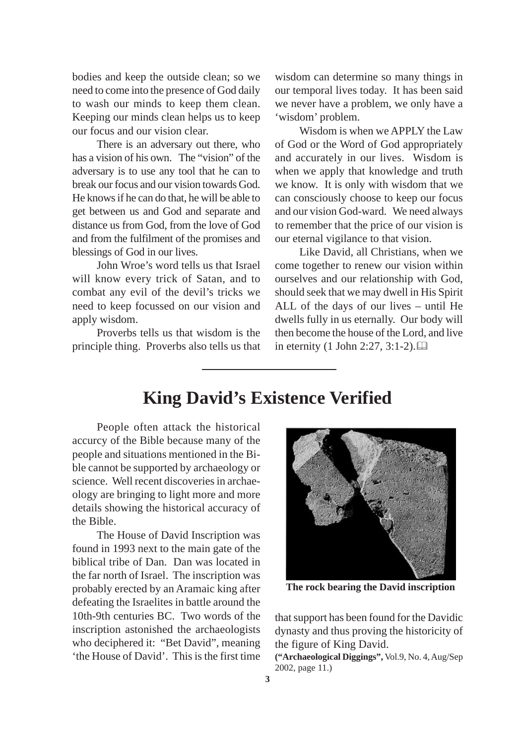bodies and keep the outside clean; so we need to come into the presence of God daily to wash our minds to keep them clean. Keeping our minds clean helps us to keep our focus and our vision clear.

There is an adversary out there, who has a vision of his own. The "vision" of the adversary is to use any tool that he can to break our focus and our vision towards God. He knows if he can do that, he will be able to get between us and God and separate and distance us from God, from the love of God and from the fulfilment of the promises and blessings of God in our lives.

John Wroe's word tells us that Israel will know every trick of Satan, and to combat any evil of the devil's tricks we need to keep focussed on our vision and apply wisdom.

Proverbs tells us that wisdom is the principle thing. Proverbs also tells us that wisdom can determine so many things in our temporal lives today. It has been said we never have a problem, we only have a 'wisdom' problem.

Wisdom is when we APPLY the Law of God or the Word of God appropriately and accurately in our lives. Wisdom is when we apply that knowledge and truth we know. It is only with wisdom that we can consciously choose to keep our focus and our vision God-ward. We need always to remember that the price of our vision is our eternal vigilance to that vision.

Like David, all Christians, when we come together to renew our vision within ourselves and our relationship with God, should seek that we may dwell in His Spirit ALL of the days of our lives – until He dwells fully in us eternally. Our body will then become the house of the Lord, and live in eternity (1 John 2:27, 3:1-2). 📖

---

# King David's Existence Verified

People often attack the historical accurcy of the Bible because many of the people and situations mentioned in the Bible cannot be supported by archaeology or science. Well recent discoveries in archaeology are bringing to light more and more details showing the historical accuracy of the Bible.

The House of David Inscription was found in 1993 next to the main gate of the biblical tribe of Dan. Dan was located in the far north of Israel. The inscription was probably erected by an Aramaic king after defeating the Israelites in battle around the 10th-9th centuries BC. Two words of the inscription astonished the archaeologists who deciphered it: "Bet David", meaning 'the House of David'. This is the first time that support has been found for the Davidic dynasty and thus proving the historicity of the figure of King David.

**The rock bearing the David inscription**

**("Archaeological Diggings",** Vol.9, No. 4, Aug/Sep 2002, page 11.)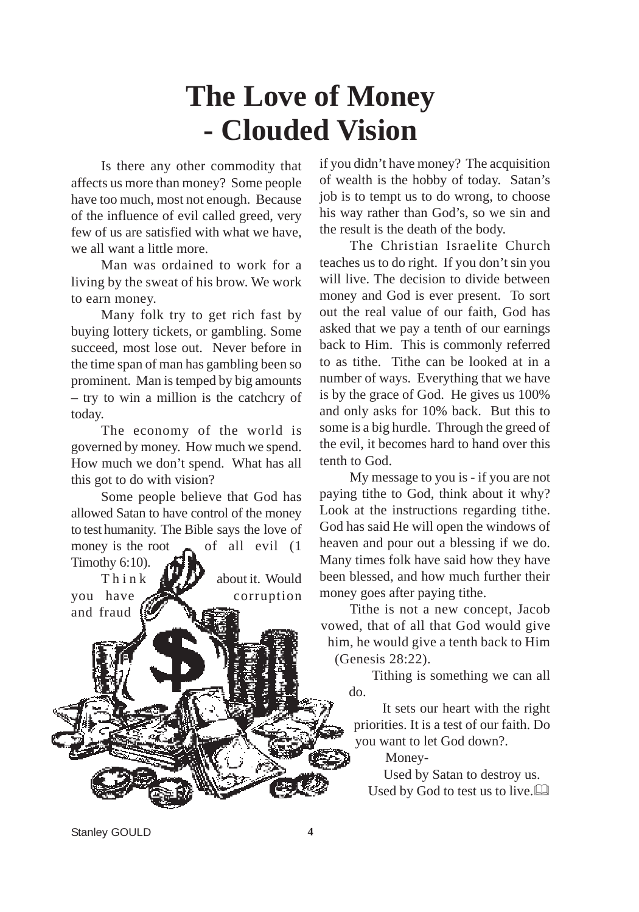# The Love of Money - Clouded Vision

Is there any other commodity that affects us more than money? Some people have too much, most not enough. Because of the influence of evil called greed, very few of us are satisfied with what we have, we all want a little more.

Man was ordained to work for a living by the sweat of his brow. We work to earn money.

Many folk try to get rich fast by buying lottery tickets, or gambling. Some succeed, most lose out. Never before in the time span of man has gambling been so prominent. Man is temped by big amounts – try to win a million is the catchcry of today.

The economy of the world is governed by money. How much we spend. How much we don't spend. What has all this got to do with vision?

Some people believe that God has allowed Satan to have control of the money to test humanity. The Bible says the love of money is the root of all evil (1 Timothy 6:10).

Think about it. Would you have corruption and fraud if you didn't have money? The acquisition of wealth is the hobby of today. Satan's job is to tempt us to do wrong, to choose his way rather than God's, so we sin and the result is the death of the body.

The Christian Israelite Church teaches us to do right. If you don't sin you will live. The decision to divide between money and God is ever present. To sort out the real value of our faith, God has asked that we pay a tenth of our earnings back to Him. This is commonly referred to as tithe. Tithe can be looked at in a number of ways. Everything that we have is by the grace of God. He gives us 100% and only asks for 10% back. But this to some is a big hurdle. Through the greed of the evil, it becomes hard to hand over this tenth to God.

My message to you is - if you are not paying tithe to God, think about it why? Look at the instructions regarding tithe. God has said He will open the windows of heaven and pour out a blessing if we do. Many times folk have said how they have been blessed, and how much further their money goes after paying tithe.

Tithe is not a new concept, Jacob vowed, that of all that God would give him, he would give a tenth back to Him (Genesis 28:22).

Tithing is something we can all do.

It sets our heart with the right priorities. It is a test of our faith. Do you want to let God down?.

Money-

Used by Satan to destroy us.

Used by God to test us to live.

Stanley GOULD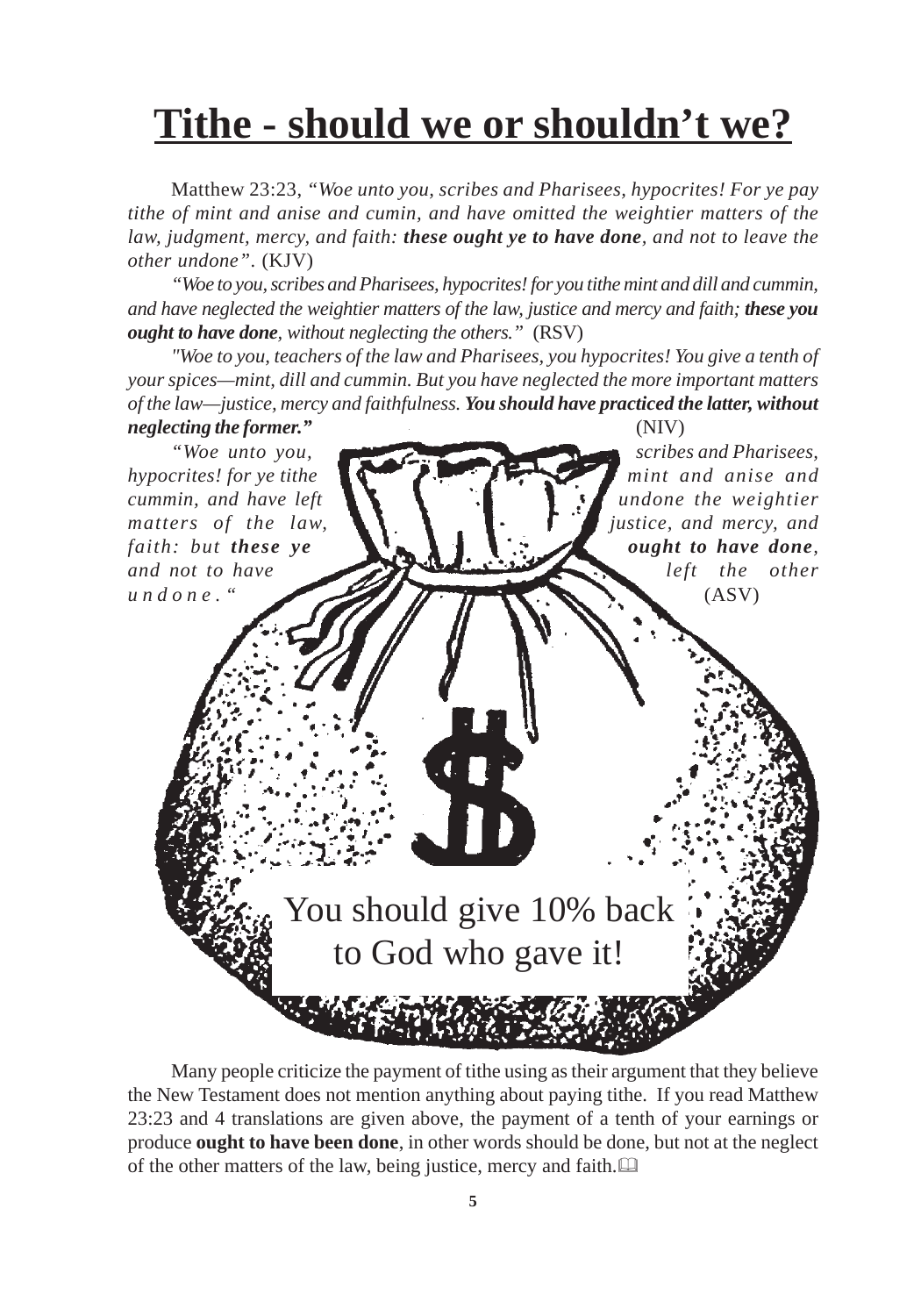# Tithe - should we or shouldn't we?

Matthew 23:23, *"Woe unto you, scribes and Pharisees, hypocrites! For ye pay tithe of mint and anise and cumin, and have omitted the weightier matters of the law, judgment, mercy, and faith: **these ought ye to have done**, and not to leave the other undone".* (KJV)

*"Woe to you, scribes and Pharisees, hypocrites! for you tithe mint and dill and cummin, and have neglected the weightier matters of the law, justice and mercy and faith; **these you ought to have done**, without neglecting the others."* (RSV)

*"Woe to you, teachers of the law and Pharisees, you hypocrites! You give a tenth of your spices—mint, dill and cummin. But you have neglected the more important matters of the law—justice, mercy and faithfulness. **You should have practiced the latter, without neglecting the former."*** (NIV)

*"Woe unto you, scribes and Pharisees, hypocrites! for ye tithe mint and anise and cummin, and have left undone the weightier matters of the law, justice, and mercy, and faith: but **these ye ought to have done**, and not to have left the other undone."* (ASV)

You should give 10% back to God who gave it!

Many people criticize the payment of tithe using as their argument that they believe the New Testament does not mention anything about paying tithe. If you read Matthew 23:23 and 4 translations are given above, the payment of a tenth of your earnings or produce **ought to have been done**, in other words should be done, but not at the neglect of the other matters of the law, being justice, mercy and faith.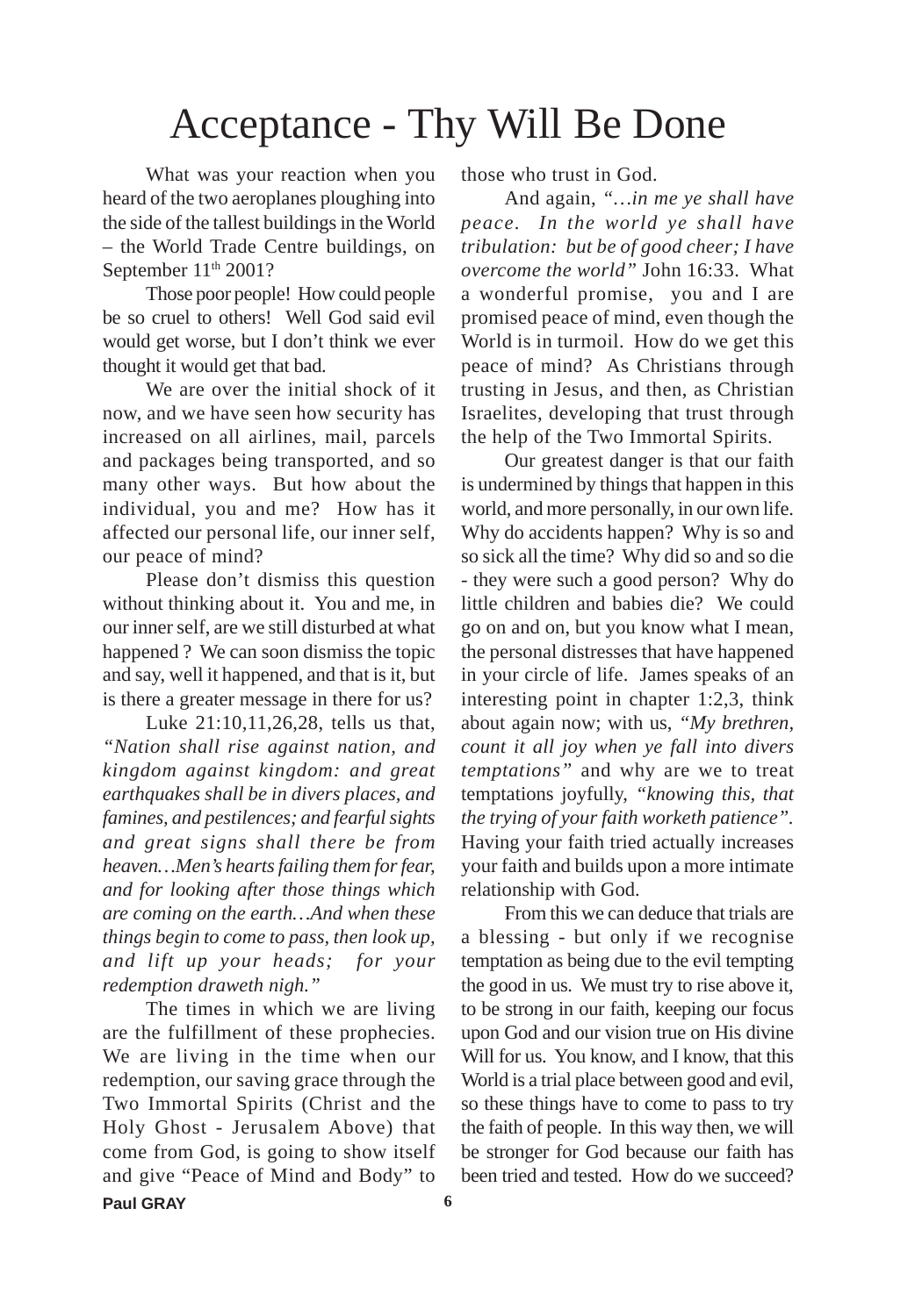# Acceptance - Thy Will Be Done

What was your reaction when you heard of the two aeroplanes ploughing into the side of the tallest buildings in the World – the World Trade Centre buildings, on September 11th 2001?

Those poor people! How could people be so cruel to others! Well God said evil would get worse, but I don't think we ever thought it would get that bad.

We are over the initial shock of it now, and we have seen how security has increased on all airlines, mail, parcels and packages being transported, and so many other ways. But how about the individual, you and me? How has it affected our personal life, our inner self, our peace of mind?

Please don't dismiss this question without thinking about it. You and me, in our inner self, are we still disturbed at what happened ? We can soon dismiss the topic and say, well it happened, and that is it, but is there a greater message in there for us?

Luke 21:10,11,26,28, tells us that, *"Nation shall rise against nation, and kingdom against kingdom: and great earthquakes shall be in divers places, and famines, and pestilences; and fearful sights and great signs shall there be from heaven…Men's hearts failing them for fear, and for looking after those things which are coming on the earth…And when these things begin to come to pass, then look up, and lift up your heads; for your redemption draweth nigh."*

The times in which we are living are the fulfillment of these prophecies. We are living in the time when our redemption, our saving grace through the Two Immortal Spirits (Christ and the Holy Ghost - Jerusalem Above) that come from God, is going to show itself and give "Peace of Mind and Body" to those who trust in God.

And again, *"…in me ye shall have peace. In the world ye shall have tribulation: but be of good cheer; I have overcome the world"* John 16:33. What a wonderful promise, you and I are promised peace of mind, even though the World is in turmoil. How do we get this peace of mind? As Christians through trusting in Jesus, and then, as Christian Israelites, developing that trust through the help of the Two Immortal Spirits.

Our greatest danger is that our faith is undermined by things that happen in this world, and more personally, in our own life. Why do accidents happen? Why is so and so sick all the time? Why did so and so die - they were such a good person? Why do little children and babies die? We could go on and on, but you know what I mean, the personal distresses that have happened in your circle of life. James speaks of an interesting point in chapter 1:2,3, think about again now; with us, *"My brethren, count it all joy when ye fall into divers temptations"* and why are we to treat temptations joyfully, *"knowing this, that the trying of your faith worketh patience".* Having your faith tried actually increases your faith and builds upon a more intimate relationship with God.

From this we can deduce that trials are a blessing - but only if we recognise temptation as being due to the evil tempting the good in us. We must try to rise above it, to be strong in our faith, keeping our focus upon God and our vision true on His divine Will for us. You know, and I know, that this World is a trial place between good and evil, so these things have to come to pass to try the faith of people. In this way then, we will be stronger for God because our faith has been tried and tested. How do we succeed?

**Paul GRAY**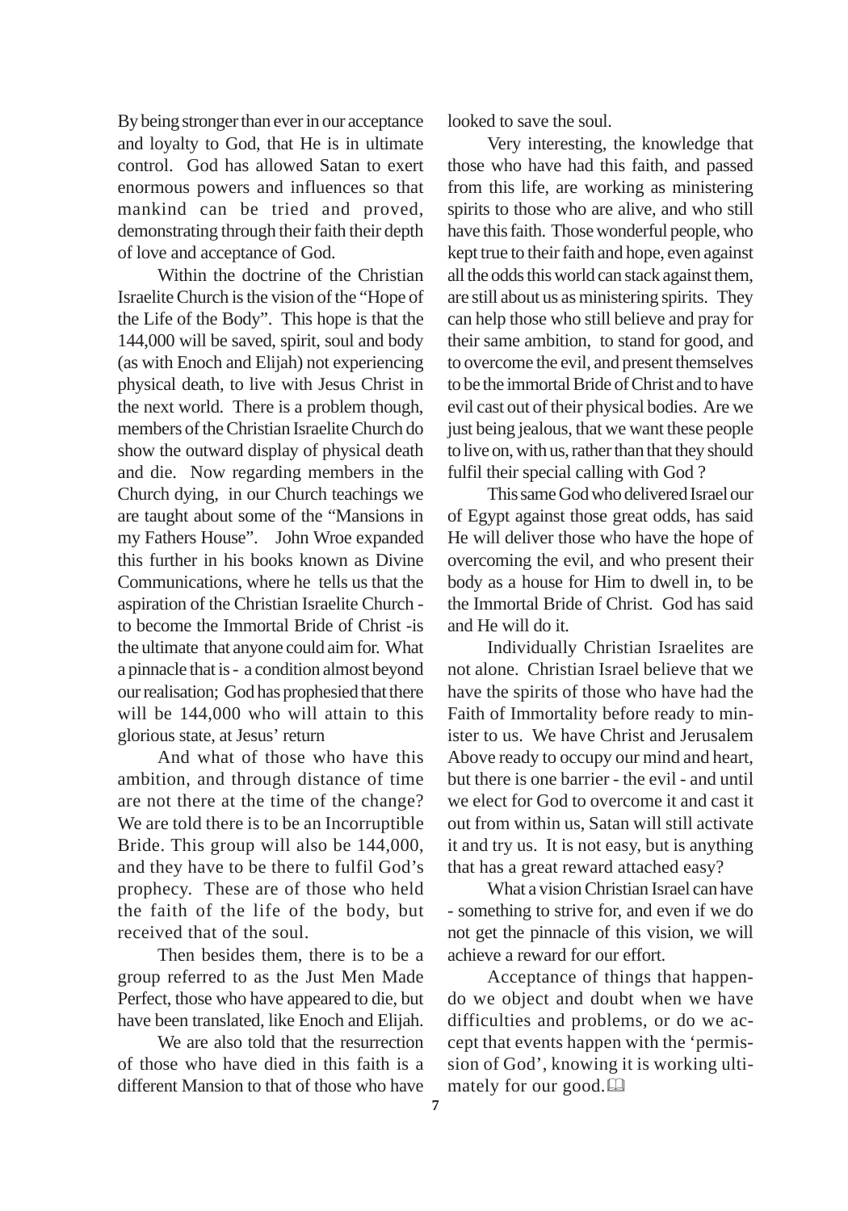By being stronger than ever in our acceptance and loyalty to God, that He is in ultimate control. God has allowed Satan to exert enormous powers and influences so that mankind can be tried and proved, demonstrating through their faith their depth of love and acceptance of God.

Within the doctrine of the Christian Israelite Church is the vision of the "Hope of the Life of the Body". This hope is that the 144,000 will be saved, spirit, soul and body (as with Enoch and Elijah) not experiencing physical death, to live with Jesus Christ in the next world. There is a problem though, members of the Christian Israelite Church do show the outward display of physical death and die. Now regarding members in the Church dying, in our Church teachings we are taught about some of the "Mansions in my Fathers House". John Wroe expanded this further in his books known as Divine Communications, where he tells us that the aspiration of the Christian Israelite Church - to become the Immortal Bride of Christ -is the ultimate that anyone could aim for. What a pinnacle that is - a condition almost beyond our realisation; God has prophesied that there will be 144,000 who will attain to this glorious state, at Jesus' return

And what of those who have this ambition, and through distance of time are not there at the time of the change? We are told there is to be an Incorruptible Bride. This group will also be 144,000, and they have to be there to fulfil God's prophecy. These are of those who held the faith of the life of the body, but received that of the soul.

Then besides them, there is to be a group referred to as the Just Men Made Perfect, those who have appeared to die, but have been translated, like Enoch and Elijah.

We are also told that the resurrection of those who have died in this faith is a different Mansion to that of those who have looked to save the soul.

Very interesting, the knowledge that those who have had this faith, and passed from this life, are working as ministering spirits to those who are alive, and who still have this faith. Those wonderful people, who kept true to their faith and hope, even against all the odds this world can stack against them, are still about us as ministering spirits. They can help those who still believe and pray for their same ambition, to stand for good, and to overcome the evil, and present themselves to be the immortal Bride of Christ and to have evil cast out of their physical bodies. Are we just being jealous, that we want these people to live on, with us, rather than that they should fulfil their special calling with God ?

This same God who delivered Israel our of Egypt against those great odds, has said He will deliver those who have the hope of overcoming the evil, and who present their body as a house for Him to dwell in, to be the Immortal Bride of Christ. God has said and He will do it.

Individually Christian Israelites are not alone. Christian Israel believe that we have the spirits of those who have had the Faith of Immortality before ready to minister to us. We have Christ and Jerusalem Above ready to occupy our mind and heart, but there is one barrier - the evil - and until we elect for God to overcome it and cast it out from within us, Satan will still activate it and try us. It is not easy, but is anything that has a great reward attached easy?

What a vision Christian Israel can have - something to strive for, and even if we do not get the pinnacle of this vision, we will achieve a reward for our effort.

Acceptance of things that happen- do we object and doubt when we have difficulties and problems, or do we accept that events happen with the 'permission of God', knowing it is working ultimately for our good. 🕮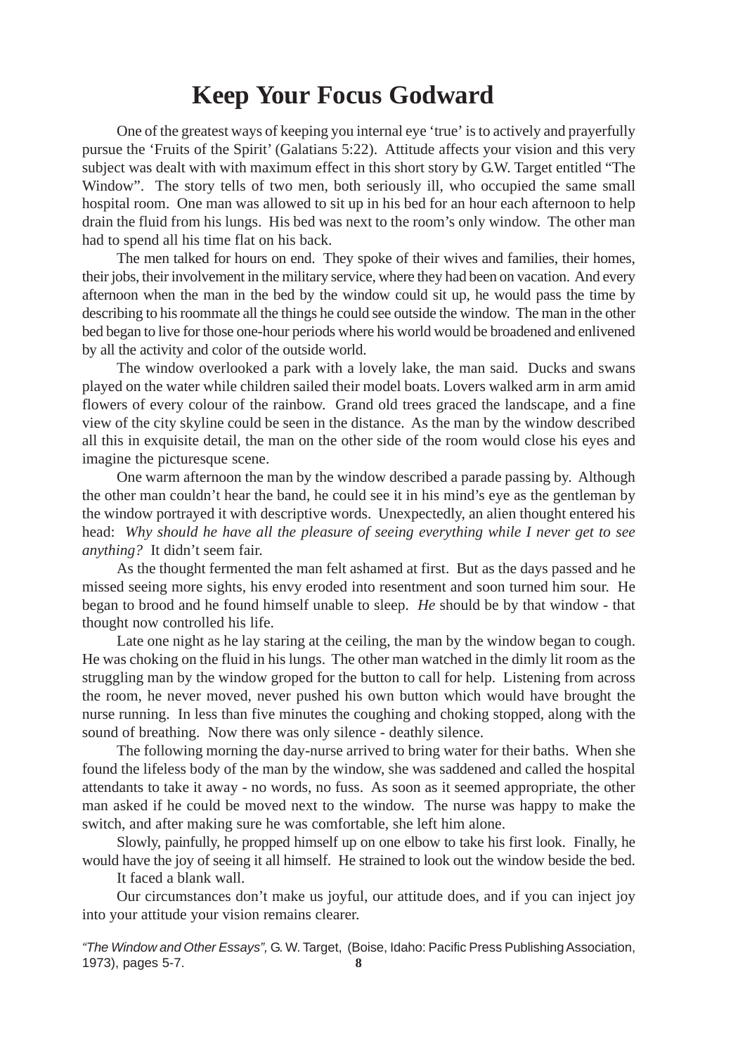# Keep Your Focus Godward

One of the greatest ways of keeping you internal eye 'true' is to actively and prayerfully pursue the 'Fruits of the Spirit' (Galatians 5:22). Attitude affects your vision and this very subject was dealt with with maximum effect in this short story by G.W. Target entitled "The Window". The story tells of two men, both seriously ill, who occupied the same small hospital room. One man was allowed to sit up in his bed for an hour each afternoon to help drain the fluid from his lungs. His bed was next to the room's only window. The other man had to spend all his time flat on his back.

The men talked for hours on end. They spoke of their wives and families, their homes, their jobs, their involvement in the military service, where they had been on vacation. And every afternoon when the man in the bed by the window could sit up, he would pass the time by describing to his roommate all the things he could see outside the window. The man in the other bed began to live for those one-hour periods where his world would be broadened and enlivened by all the activity and color of the outside world.

The window overlooked a park with a lovely lake, the man said. Ducks and swans played on the water while children sailed their model boats. Lovers walked arm in arm amid flowers of every colour of the rainbow. Grand old trees graced the landscape, and a fine view of the city skyline could be seen in the distance. As the man by the window described all this in exquisite detail, the man on the other side of the room would close his eyes and imagine the picturesque scene.

One warm afternoon the man by the window described a parade passing by. Although the other man couldn't hear the band, he could see it in his mind's eye as the gentleman by the window portrayed it with descriptive words. Unexpectedly, an alien thought entered his head: *Why should he have all the pleasure of seeing everything while I never get to see anything?* It didn't seem fair.

As the thought fermented the man felt ashamed at first. But as the days passed and he missed seeing more sights, his envy eroded into resentment and soon turned him sour. He began to brood and he found himself unable to sleep. *He* should be by that window - that thought now controlled his life.

Late one night as he lay staring at the ceiling, the man by the window began to cough. He was choking on the fluid in his lungs. The other man watched in the dimly lit room as the struggling man by the window groped for the button to call for help. Listening from across the room, he never moved, never pushed his own button which would have brought the nurse running. In less than five minutes the coughing and choking stopped, along with the sound of breathing. Now there was only silence - deathly silence.

The following morning the day-nurse arrived to bring water for their baths. When she found the lifeless body of the man by the window, she was saddened and called the hospital attendants to take it away - no words, no fuss. As soon as it seemed appropriate, the other man asked if he could be moved next to the window. The nurse was happy to make the switch, and after making sure he was comfortable, she left him alone.

Slowly, painfully, he propped himself up on one elbow to take his first look. Finally, he would have the joy of seeing it all himself. He strained to look out the window beside the bed.

It faced a blank wall.

Our circumstances don't make us joyful, our attitude does, and if you can inject joy into your attitude your vision remains clearer.

*"The Window and Other Essays",* G. W. Target, (Boise, Idaho: Pacific Press Publishing Association, 1973), pages 5-7.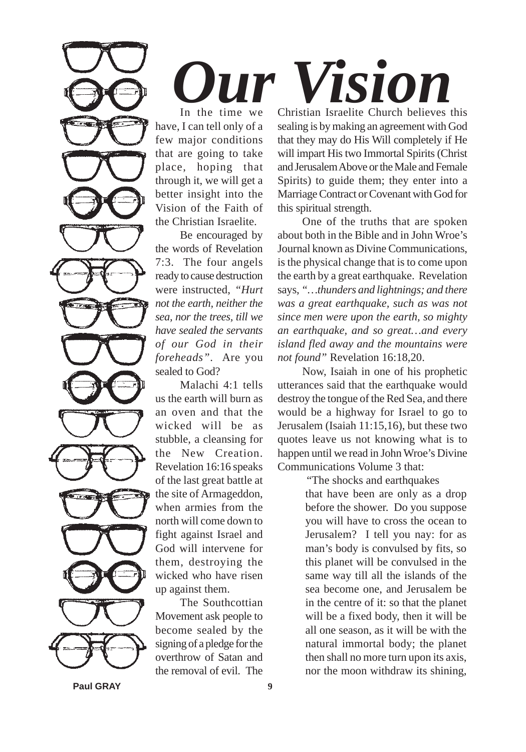# *Our Vision*

In the time we have, I can tell only of a few major conditions that are going to take place, hoping that through it, we will get a better insight into the Vision of the Faith of the Christian Israelite.

Be encouraged by the words of Revelation 7:3. The four angels ready to cause destruction were instructed, *"Hurt not the earth, neither the sea, nor the trees, till we have sealed the servants of our God in their foreheads"*. Are you sealed to God?

Malachi 4:1 tells us the earth will burn as an oven and that the wicked will be as stubble, a cleansing for the New Creation. Revelation 16:16 speaks of the last great battle at the site of Armageddon, when armies from the north will come down to fight against Israel and God will intervene for them, destroying the wicked who have risen up against them.

The Southcottian Movement ask people to become sealed by the signing of a pledge for the overthrow of Satan and the removal of evil. The Christian Israelite Church believes this sealing is by making an agreement with God that they may do His Will completely if He will impart His two Immortal Spirits (Christ and Jerusalem Above or the Male and Female Spirits) to guide them; they enter into a Marriage Contract or Covenant with God for this spiritual strength.

One of the truths that are spoken about both in the Bible and in John Wroe's Journal known as Divine Communications, is the physical change that is to come upon the earth by a great earthquake. Revelation says, *"…thunders and lightnings; and there was a great earthquake, such as was not since men were upon the earth, so mighty an earthquake, and so great…and every island fled away and the mountains were not found"* Revelation 16:18,20.

Now, Isaiah in one of his prophetic utterances said that the earthquake would destroy the tongue of the Red Sea, and there would be a highway for Israel to go to Jerusalem (Isaiah 11:15,16), but these two quotes leave us not knowing what is to happen until we read in John Wroe's Divine Communications Volume 3 that:

> "The shocks and earthquakes that have been are only as a drop before the shower. Do you suppose you will have to cross the ocean to Jerusalem? I tell you nay: for as man's body is convulsed by fits, so this planet will be convulsed in the same way till all the islands of the sea become one, and Jerusalem be in the centre of it: so that the planet will be a fixed body, then it will be all one season, as it will be with the natural immortal body; the planet then shall no more turn upon its axis, nor the moon withdraw its shining,

Paul GRAY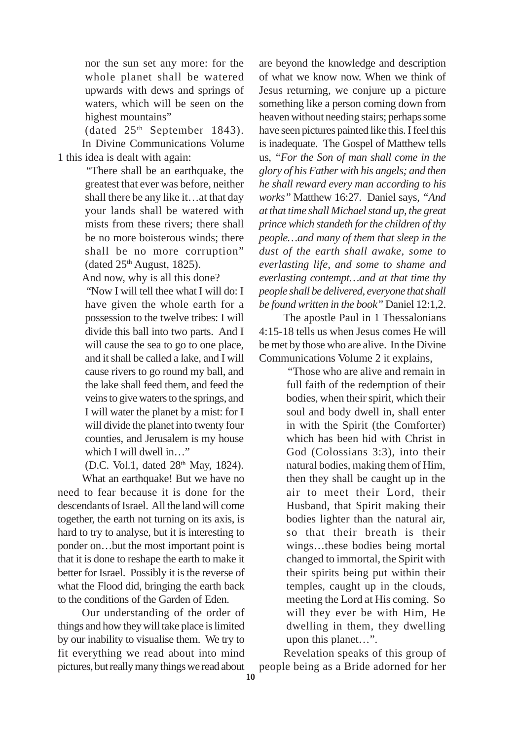> nor the sun set any more: for the whole planet shall be watered upwards with dews and springs of waters, which will be seen on the highest mountains"

(dated 25th September 1843).

In Divine Communications Volume 1 this idea is dealt with again:

> "There shall be an earthquake, the greatest that ever was before, neither shall there be any like it…at that day your lands shall be watered with mists from these rivers; there shall be no more boisterous winds; there shall be no more corruption" (dated 25th August, 1825).

And now, why is all this done?

> "Now I will tell thee what I will do: I have given the whole earth for a possession to the twelve tribes: I will divide this ball into two parts. And I will cause the sea to go to one place, and it shall be called a lake, and I will cause rivers to go round my ball, and the lake shall feed them, and feed the veins to give waters to the springs, and I will water the planet by a mist: for I will divide the planet into twenty four counties, and Jerusalem is my house which I will dwell in…"

(D.C. Vol.1, dated 28th May, 1824).

What an earthquake! But we have no need to fear because it is done for the descendants of Israel. All the land will come together, the earth not turning on its axis, is hard to try to analyse, but it is interesting to ponder on…but the most important point is that it is done to reshape the earth to make it better for Israel. Possibly it is the reverse of what the Flood did, bringing the earth back to the conditions of the Garden of Eden.

Our understanding of the order of things and how they will take place is limited by our inability to visualise them. We try to fit everything we read about into mind pictures, but really many things we read about are beyond the knowledge and description of what we know now. When we think of Jesus returning, we conjure up a picture something like a person coming down from heaven without needing stairs; perhaps some have seen pictures painted like this. I feel this is inadequate. The Gospel of Matthew tells us, *"For the Son of man shall come in the glory of his Father with his angels; and then he shall reward every man according to his works"* Matthew 16:27. Daniel says, *"And at that time shall Michael stand up, the great prince which standeth for the children of thy people…and many of them that sleep in the dust of the earth shall awake, some to everlasting life, and some to shame and everlasting contempt…and at that time thy people shall be delivered, everyone that shall be found written in the book"* Daniel 12:1,2.

The apostle Paul in 1 Thessalonians 4:15-18 tells us when Jesus comes He will be met by those who are alive. In the Divine Communications Volume 2 it explains,

> "Those who are alive and remain in full faith of the redemption of their bodies, when their spirit, which their soul and body dwell in, shall enter in with the Spirit (the Comforter) which has been hid with Christ in God (Colossians 3:3), into their natural bodies, making them of Him, then they shall be caught up in the air to meet their Lord, their Husband, that Spirit making their bodies lighter than the natural air, so that their breath is their wings…these bodies being mortal changed to immortal, the Spirit with their spirits being put within their temples, caught up in the clouds, meeting the Lord at His coming. So will they ever be with Him, He dwelling in them, they dwelling upon this planet…".

Revelation speaks of this group of people being as a Bride adorned for her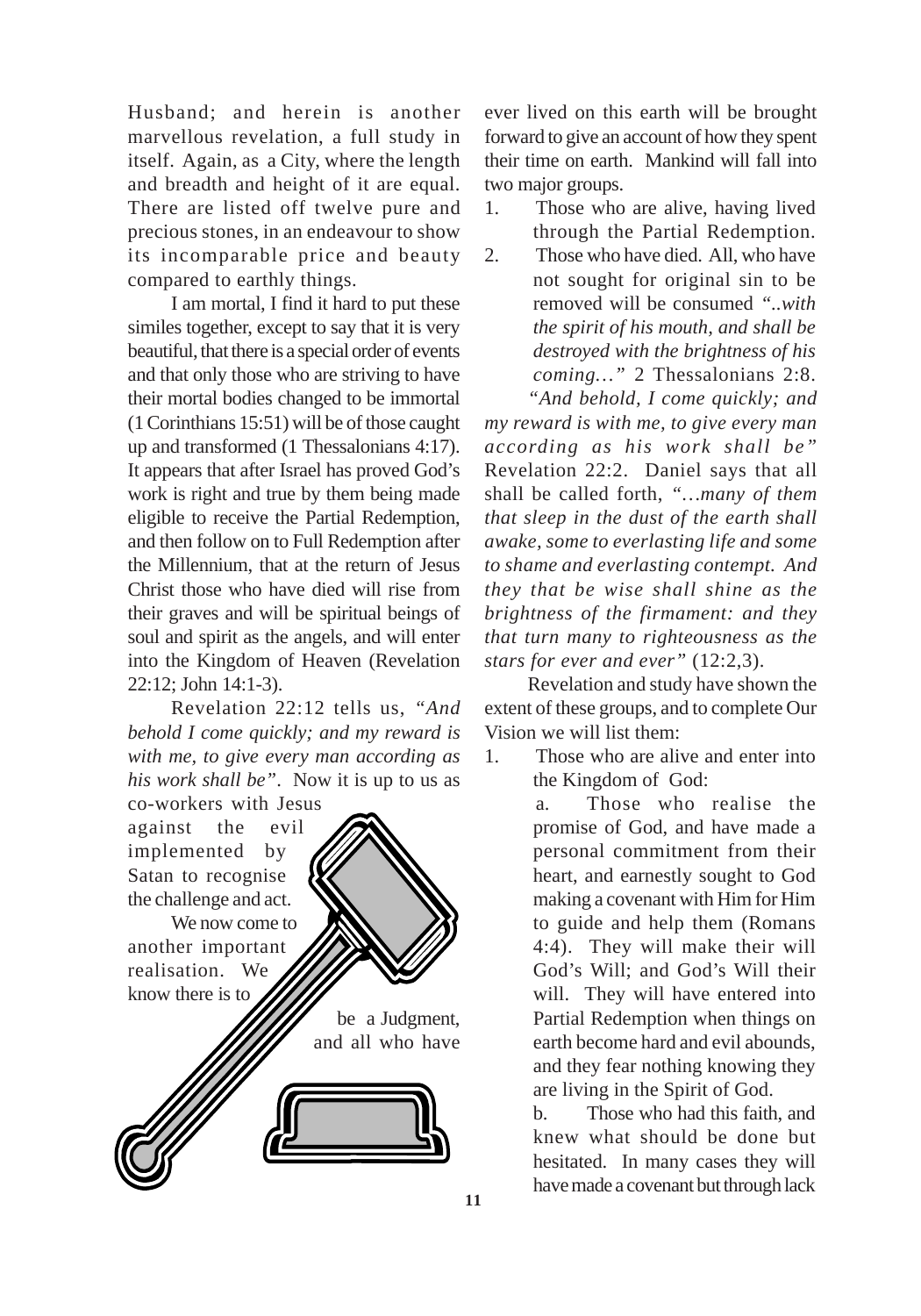Husband; and herein is another marvellous revelation, a full study in itself. Again, as a City, where the length and breadth and height of it are equal. There are listed off twelve pure and precious stones, in an endeavour to show its incomparable price and beauty compared to earthly things.

I am mortal, I find it hard to put these similes together, except to say that it is very beautiful, that there is a special order of events and that only those who are striving to have their mortal bodies changed to be immortal (1 Corinthians 15:51) will be of those caught up and transformed (1 Thessalonians 4:17). It appears that after Israel has proved God's work is right and true by them being made eligible to receive the Partial Redemption, and then follow on to Full Redemption after the Millennium, that at the return of Jesus Christ those who have died will rise from their graves and will be spiritual beings of soul and spirit as the angels, and will enter into the Kingdom of Heaven (Revelation 22:12; John 14:1-3).

Revelation 22:12 tells us, *"And behold I come quickly; and my reward is with me, to give every man according as his work shall be"*. Now it is up to us as co-workers with Jesus against the evil implemented by Satan to recognise the challenge and act.

We now come to another important realisation. We know there is to be a Judgment, and all who have ever lived on this earth will be brought forward to give an account of how they spent their time on earth. Mankind will fall into two major groups.

1. Those who are alive, having lived through the Partial Redemption.
2. Those who have died. All, who have not sought for original sin to be removed will be consumed *"..with the spirit of his mouth, and shall be destroyed with the brightness of his coming…"* 2 Thessalonians 2:8.

*"And behold, I come quickly; and my reward is with me, to give every man according as his work shall be"* Revelation 22:2. Daniel says that all shall be called forth, *"…many of them that sleep in the dust of the earth shall awake, some to everlasting life and some to shame and everlasting contempt. And they that be wise shall shine as the brightness of the firmament: and they that turn many to righteousness as the stars for ever and ever"* (12:2,3).

Revelation and study have shown the extent of these groups, and to complete Our Vision we will list them:

1. Those who are alive and enter into the Kingdom of God:

   a. Those who realise the promise of God, and have made a personal commitment from their heart, and earnestly sought to God making a covenant with Him for Him to guide and help them (Romans 4:4). They will make their will God's Will; and God's Will their will. They will have entered into Partial Redemption when things on earth become hard and evil abounds, and they fear nothing knowing they are living in the Spirit of God.

   b. Those who had this faith, and knew what should be done but hesitated. In many cases they will have made a covenant but through lack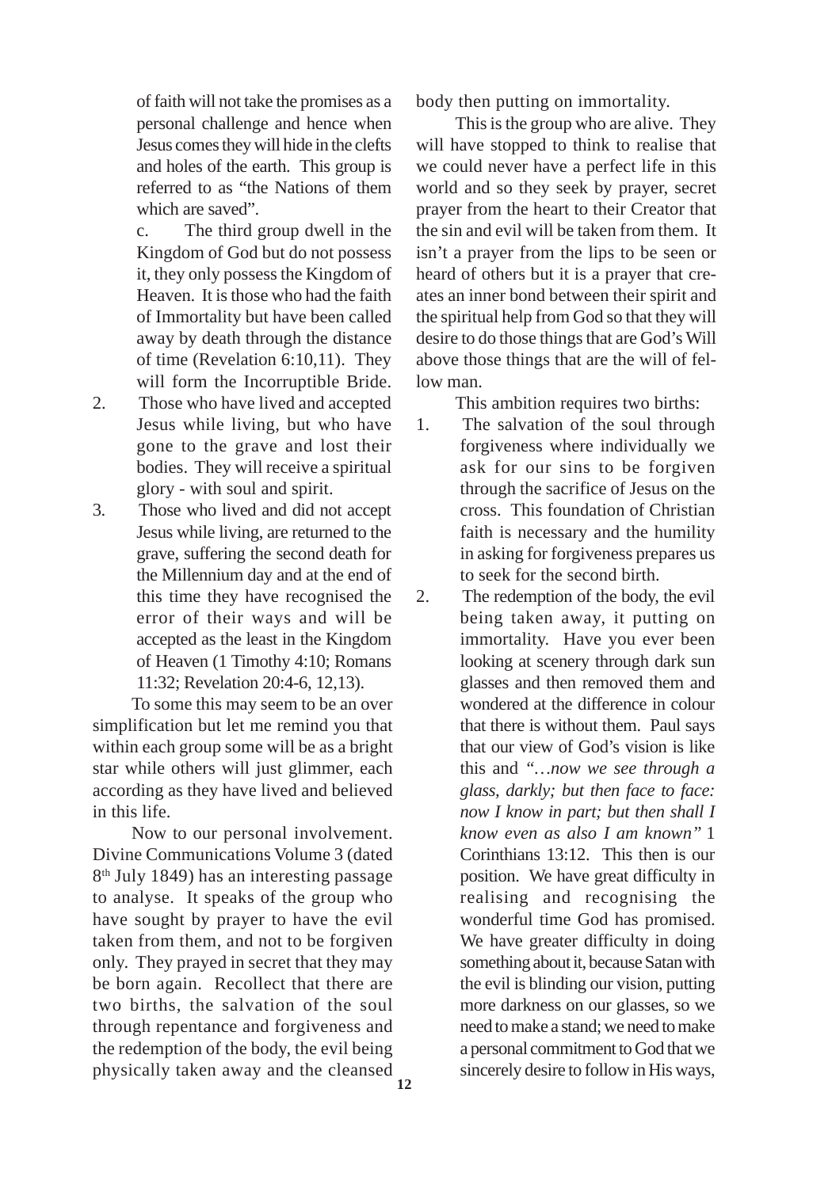of faith will not take the promises as a personal challenge and hence when Jesus comes they will hide in the clefts and holes of the earth. This group is referred to as "the Nations of them which are saved".

c. The third group dwell in the Kingdom of God but do not possess it, they only possess the Kingdom of Heaven. It is those who had the faith of Immortality but have been called away by death through the distance of time (Revelation 6:10,11). They will form the Incorruptible Bride.

2. Those who have lived and accepted Jesus while living, but who have gone to the grave and lost their bodies. They will receive a spiritual glory - with soul and spirit.
3. Those who lived and did not accept Jesus while living, are returned to the grave, suffering the second death for the Millennium day and at the end of this time they have recognised the error of their ways and will be accepted as the least in the Kingdom of Heaven (1 Timothy 4:10; Romans 11:32; Revelation 20:4-6, 12,13).

To some this may seem to be an over simplification but let me remind you that within each group some will be as a bright star while others will just glimmer, each according as they have lived and believed in this life.

Now to our personal involvement. Divine Communications Volume 3 (dated 8th July 1849) has an interesting passage to analyse. It speaks of the group who have sought by prayer to have the evil taken from them, and not to be forgiven only. They prayed in secret that they may be born again. Recollect that there are two births, the salvation of the soul through repentance and forgiveness and the redemption of the body, the evil being physically taken away and the cleansed body then putting on immortality.

This is the group who are alive. They will have stopped to think to realise that we could never have a perfect life in this world and so they seek by prayer, secret prayer from the heart to their Creator that the sin and evil will be taken from them. It isn't a prayer from the lips to be seen or heard of others but it is a prayer that creates an inner bond between their spirit and the spiritual help from God so that they will desire to do those things that are God's Will above those things that are the will of fellow man.

This ambition requires two births:

1. The salvation of the soul through forgiveness where individually we ask for our sins to be forgiven through the sacrifice of Jesus on the cross. This foundation of Christian faith is necessary and the humility in asking for forgiveness prepares us to seek for the second birth.
2. The redemption of the body, the evil being taken away, it putting on immortality. Have you ever been looking at scenery through dark sun glasses and then removed them and wondered at the difference in colour that there is without them. Paul says that our view of God's vision is like this and *"…now we see through a glass, darkly; but then face to face: now I know in part; but then shall I know even as also I am known"* 1 Corinthians 13:12. This then is our position. We have great difficulty in realising and recognising the wonderful time God has promised. We have greater difficulty in doing something about it, because Satan with the evil is blinding our vision, putting more darkness on our glasses, so we need to make a stand; we need to make a personal commitment to God that we sincerely desire to follow in His ways,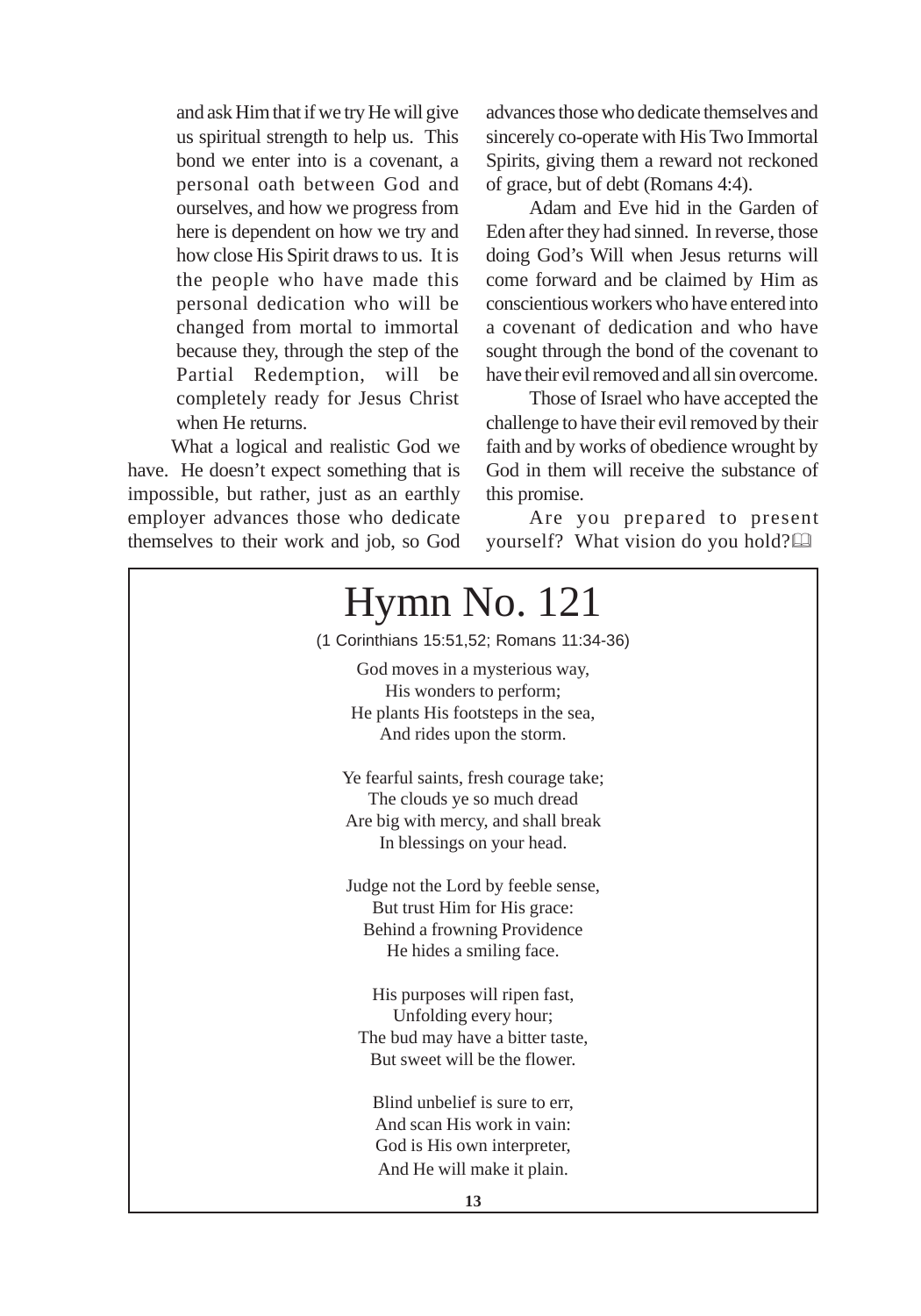and ask Him that if we try He will give us spiritual strength to help us. This bond we enter into is a covenant, a personal oath between God and ourselves, and how we progress from here is dependent on how we try and how close His Spirit draws to us. It is the people who have made this personal dedication who will be changed from mortal to immortal because they, through the step of the Partial Redemption, will be completely ready for Jesus Christ when He returns.

What a logical and realistic God we have. He doesn't expect something that is impossible, but rather, just as an earthly employer advances those who dedicate themselves to their work and job, so God advances those who dedicate themselves and sincerely co-operate with His Two Immortal Spirits, giving them a reward not reckoned of grace, but of debt (Romans 4:4).

Adam and Eve hid in the Garden of Eden after they had sinned. In reverse, those doing God's Will when Jesus returns will come forward and be claimed by Him as conscientious workers who have entered into a covenant of dedication and who have sought through the bond of the covenant to have their evil removed and all sin overcome.

Those of Israel who have accepted the challenge to have their evil removed by their faith and by works of obedience wrought by God in them will receive the substance of this promise.

Are you prepared to present yourself? What vision do you hold? 🕮

# Hymn No. 121

(1 Corinthians 15:51,52; Romans 11:34-36)

God moves in a mysterious way,
His wonders to perform;
He plants His footsteps in the sea,
And rides upon the storm.

Ye fearful saints, fresh courage take;
The clouds ye so much dread
Are big with mercy, and shall break
In blessings on your head.

Judge not the Lord by feeble sense,
But trust Him for His grace:
Behind a frowning Providence
He hides a smiling face.

His purposes will ripen fast,
Unfolding every hour;
The bud may have a bitter taste,
But sweet will be the flower.

Blind unbelief is sure to err,
And scan His work in vain:
God is His own interpreter,
And He will make it plain.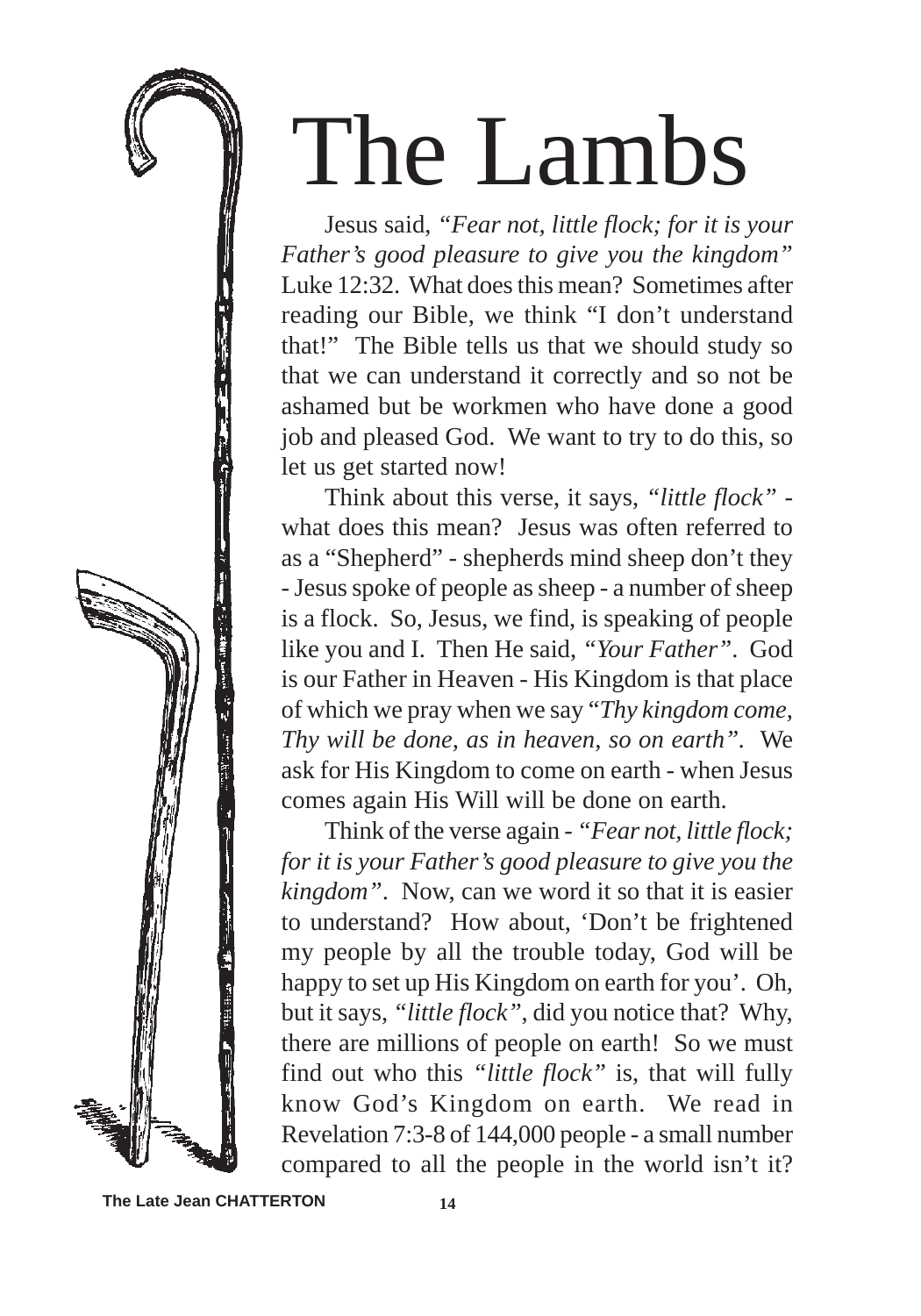# The Lambs

Jesus said, *"Fear not, little flock; for it is your Father's good pleasure to give you the kingdom"* Luke 12:32. What does this mean? Sometimes after reading our Bible, we think "I don't understand that!" The Bible tells us that we should study so that we can understand it correctly and so not be ashamed but be workmen who have done a good job and pleased God. We want to try to do this, so let us get started now!

Think about this verse, it says, *"little flock"* - what does this mean? Jesus was often referred to as a "Shepherd" - shepherds mind sheep don't they - Jesus spoke of people as sheep - a number of sheep is a flock. So, Jesus, we find, is speaking of people like you and I. Then He said, *"Your Father"*. God is our Father in Heaven - His Kingdom is that place of which we pray when we say "*Thy kingdom come, Thy will be done, as in heaven, so on earth"*. We ask for His Kingdom to come on earth - when Jesus comes again His Will will be done on earth.

Think of the verse again - *"Fear not, little flock; for it is your Father's good pleasure to give you the kingdom"*. Now, can we word it so that it is easier to understand? How about, 'Don't be frightened my people by all the trouble today, God will be happy to set up His Kingdom on earth for you'. Oh, but it says, *"little flock"*, did you notice that? Why, there are millions of people on earth! So we must find out who this *"little flock"* is, that will fully know God's Kingdom on earth. We read in Revelation 7:3-8 of 144,000 people - a small number compared to all the people in the world isn't it?

The Late Jean CHATTERTON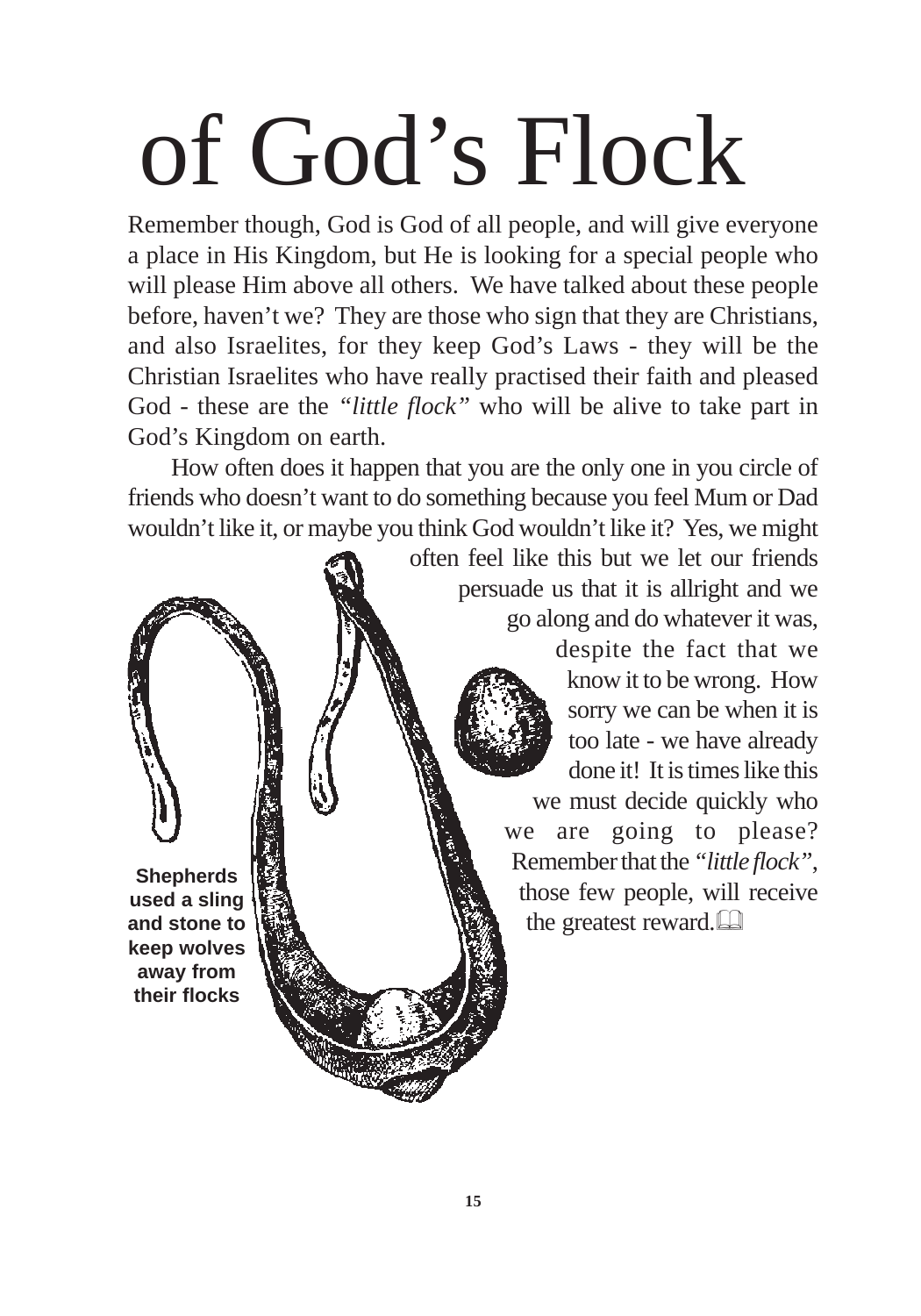# of God's Flock

Remember though, God is God of all people, and will give everyone a place in His Kingdom, but He is looking for a special people who will please Him above all others. We have talked about these people before, haven't we? They are those who sign that they are Christians, and also Israelites, for they keep God's Laws - they will be the Christian Israelites who have really practised their faith and pleased God - these are the *"little flock"* who will be alive to take part in God's Kingdom on earth.

How often does it happen that you are the only one in you circle of friends who doesn't want to do something because you feel Mum or Dad wouldn't like it, or maybe you think God wouldn't like it? Yes, we might often feel like this but we let our friends persuade us that it is allright and we go along and do whatever it was, despite the fact that we know it to be wrong. How sorry we can be when it is too late - we have already done it! It is times like this we must decide quickly who we are going to please? Remember that the *"little flock"*, those few people, will receive the greatest reward. 📖

**Shepherds used a sling and stone to keep wolves away from their flocks**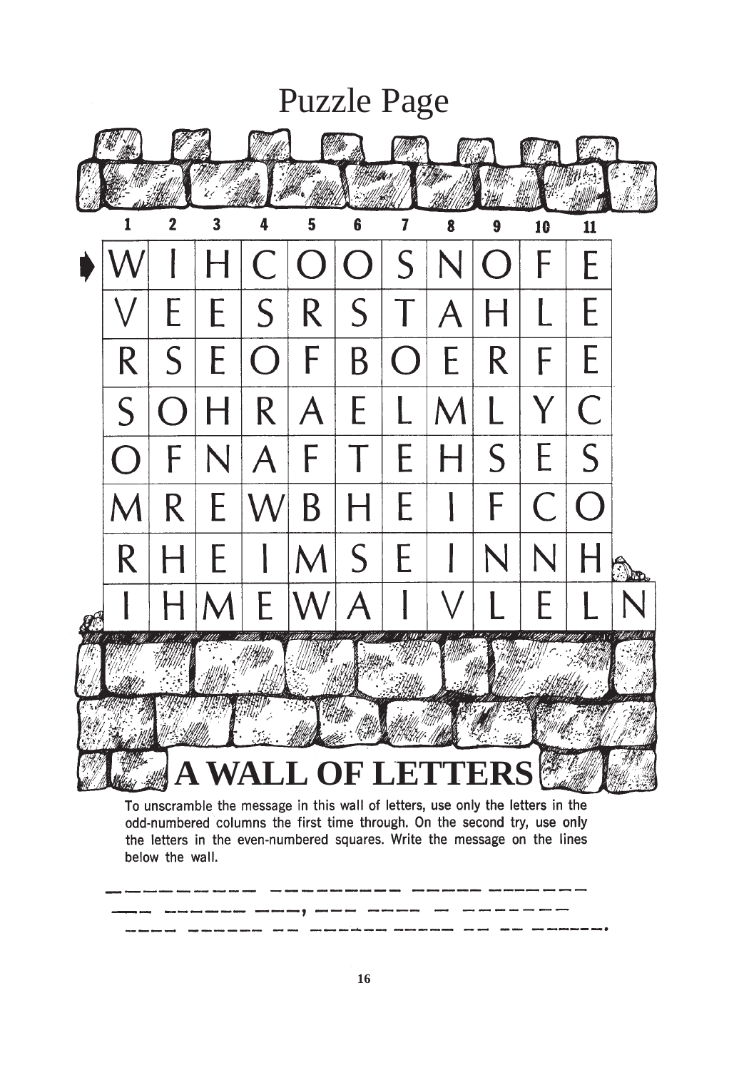# Puzzle Page

| 1 | 2 | 3 | 4 | 5 | 6 | 7 | 8 | 9 | 10 | 11 | |
|---|---|---|---|---|---|---|---|---|---|---|---|
| W | I | H | C | O | O | S | N | O | F | E | |
| V | E | E | S | R | S | T | A | H | L | E | |
| R | S | E | O | F | B | O | E | R | F | E | |
| S | O | H | R | A | E | L | M | L | Y | C | |
| O | F | N | A | F | T | E | H | S | E | S | |
| M | R | E | W | B | H | E | I | F | C | O | |
| R | H | E | I | M | S | E | I | N | N | H | |
| I | H | M | E | W | A | I | V | L | E | L | N |

## A WALL OF LETTERS

To unscramble the message in this wall of letters, use only the letters in the odd-numbered columns the first time through. On the second try, use only the letters in the even-numbered squares. Write the message on the lines below the wall.

\_\_\_\_\_\_\_\_\_\_ \_\_\_\_\_\_\_\_\_\_ \_\_\_\_\_ \_\_\_\_\_\_\_

\_\_\_ \_\_\_\_\_\_ \_\_\_, \_\_\_ \_\_\_\_ \_ \_\_\_\_\_\_\_

\_\_\_\_ \_\_\_\_\_\_ \_\_ \_\_\_\_\_\_ \_\_\_\_\_ \_\_ \_\_ \_\_\_\_\_\_.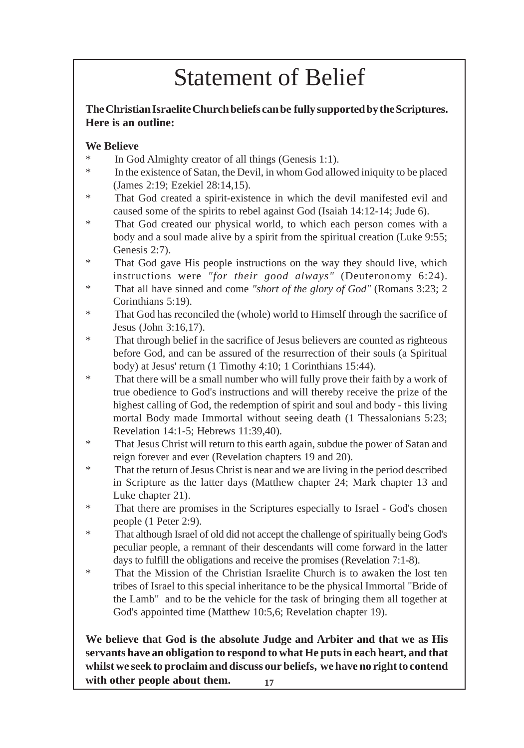# Statement of Belief

**The Christian Israelite Church beliefs can be fully supported by the Scriptures. Here is an outline:**

**We Believe**

- In God Almighty creator of all things (Genesis 1:1).
- In the existence of Satan, the Devil, in whom God allowed iniquity to be placed (James 2:19; Ezekiel 28:14,15).
- That God created a spirit-existence in which the devil manifested evil and caused some of the spirits to rebel against God (Isaiah 14:12-14; Jude 6).
- That God created our physical world, to which each person comes with a body and a soul made alive by a spirit from the spiritual creation (Luke 9:55; Genesis 2:7).
- That God gave His people instructions on the way they should live, which instructions were *"for their good always"* (Deuteronomy 6:24).
- That all have sinned and come *"short of the glory of God"* (Romans 3:23; 2 Corinthians 5:19).
- That God has reconciled the (whole) world to Himself through the sacrifice of Jesus (John 3:16,17).
- That through belief in the sacrifice of Jesus believers are counted as righteous before God, and can be assured of the resurrection of their souls (a Spiritual body) at Jesus' return (1 Timothy 4:10; 1 Corinthians 15:44).
- That there will be a small number who will fully prove their faith by a work of true obedience to God's instructions and will thereby receive the prize of the highest calling of God, the redemption of spirit and soul and body - this living mortal Body made Immortal without seeing death (1 Thessalonians 5:23; Revelation 14:1-5; Hebrews 11:39,40).
- That Jesus Christ will return to this earth again, subdue the power of Satan and reign forever and ever (Revelation chapters 19 and 20).
- That the return of Jesus Christ is near and we are living in the period described in Scripture as the latter days (Matthew chapter 24; Mark chapter 13 and Luke chapter 21).
- That there are promises in the Scriptures especially to Israel - God's chosen people (1 Peter 2:9).
- That although Israel of old did not accept the challenge of spiritually being God's peculiar people, a remnant of their descendants will come forward in the latter days to fulfill the obligations and receive the promises (Revelation 7:1-8).
- That the Mission of the Christian Israelite Church is to awaken the lost ten tribes of Israel to this special inheritance to be the physical Immortal "Bride of the Lamb" and to be the vehicle for the task of bringing them all together at God's appointed time (Matthew 10:5,6; Revelation chapter 19).

**We believe that God is the absolute Judge and Arbiter and that we as His servants have an obligation to respond to what He puts in each heart, and that whilst we seek to proclaim and discuss our beliefs, we have no right to contend with other people about them.**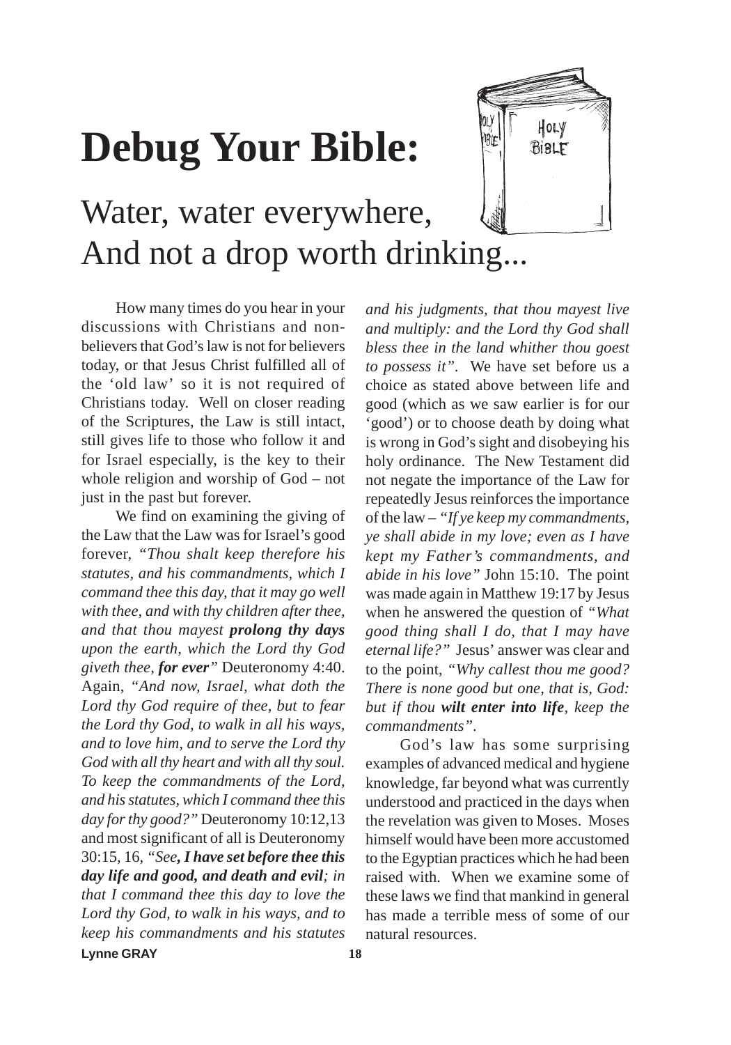# Debug Your Bible:

## Water, water everywhere, And not a drop worth drinking...

How many times do you hear in your discussions with Christians and non-believers that God's law is not for believers today, or that Jesus Christ fulfilled all of the 'old law' so it is not required of Christians today. Well on closer reading of the Scriptures, the Law is still intact, still gives life to those who follow it and for Israel especially, is the key to their whole religion and worship of God – not just in the past but forever.

We find on examining the giving of the Law that the Law was for Israel's good forever, *"Thou shalt keep therefore his statutes, and his commandments, which I command thee this day, that it may go well with thee, and with thy children after thee, and that thou mayest **prolong thy days** upon the earth, which the Lord thy God giveth thee, **for ever**"* Deuteronomy 4:40. Again, *"And now, Israel, what doth the Lord thy God require of thee, but to fear the Lord thy God, to walk in all his ways, and to love him, and to serve the Lord thy God with all thy heart and with all thy soul. To keep the commandments of the Lord, and his statutes, which I command thee this day for thy good?"* Deuteronomy 10:12,13 and most significant of all is Deuteronomy 30:15, 16, *"See**, I have set before thee this day life and good, and death and evil**; in that I command thee this day to love the Lord thy God, to walk in his ways, and to keep his commandments and his statutes and his judgments, that thou mayest live and multiply: and the Lord thy God shall bless thee in the land whither thou goest to possess it"*. We have set before us a choice as stated above between life and good (which as we saw earlier is for our 'good') or to choose death by doing what is wrong in God's sight and disobeying his holy ordinance. The New Testament did not negate the importance of the Law for repeatedly Jesus reinforces the importance of the law – *"If ye keep my commandments, ye shall abide in my love; even as I have kept my Father's commandments, and abide in his love"* John 15:10. The point was made again in Matthew 19:17 by Jesus when he answered the question of *"What good thing shall I do, that I may have eternal life?"* Jesus' answer was clear and to the point, *"Why callest thou me good? There is none good but one, that is, God: but if thou **wilt enter into life**, keep the commandments"*.

God's law has some surprising examples of advanced medical and hygiene knowledge, far beyond what was currently understood and practiced in the days when the revelation was given to Moses. Moses himself would have been more accustomed to the Egyptian practices which he had been raised with. When we examine some of these laws we find that mankind in general has made a terrible mess of some of our natural resources.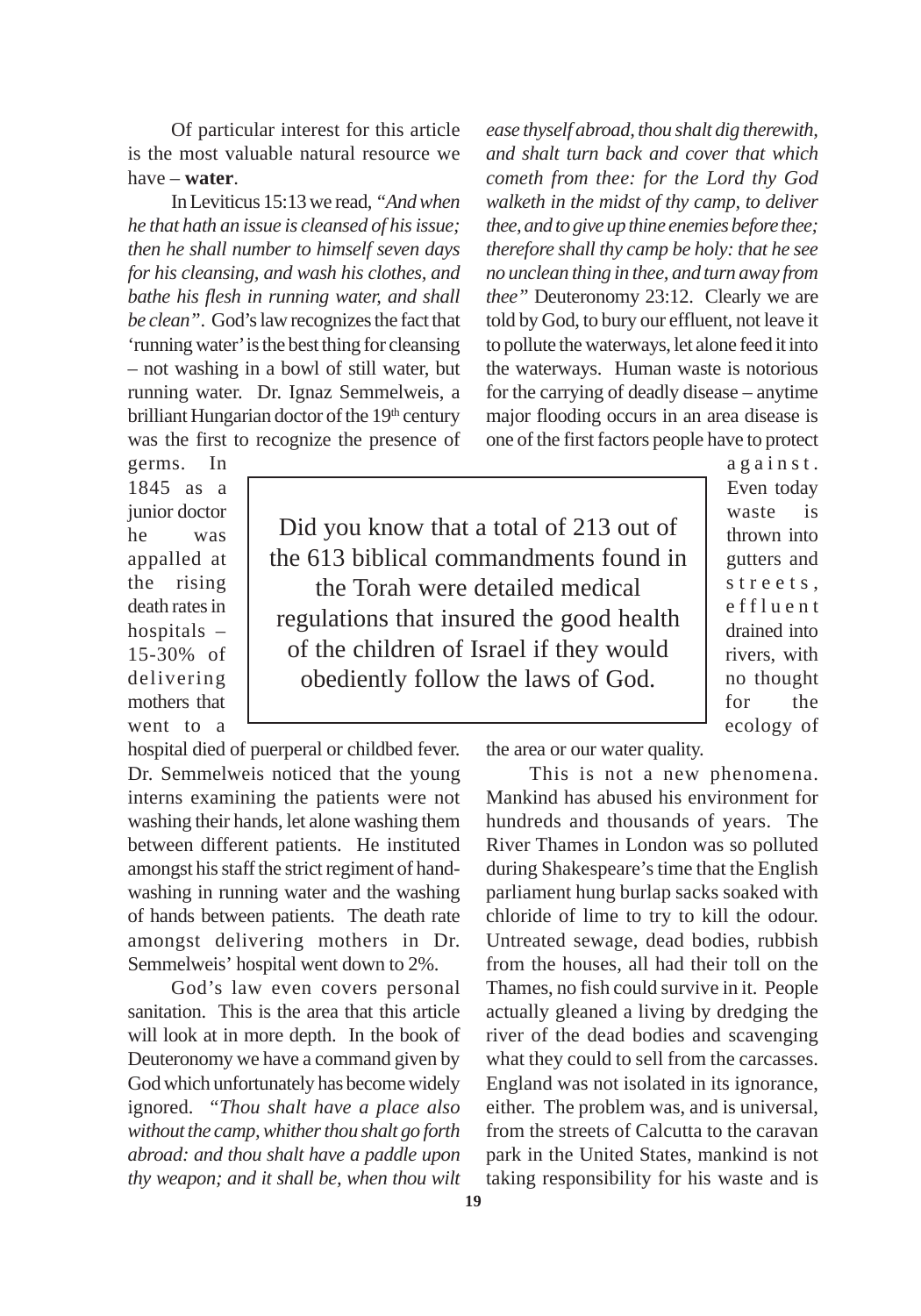Of particular interest for this article is the most valuable natural resource we have – **water**.

In Leviticus 15:13 we read, *"And when he that hath an issue is cleansed of his issue; then he shall number to himself seven days for his cleansing, and wash his clothes, and bathe his flesh in running water, and shall be clean"*. God's law recognizes the fact that 'running water' is the best thing for cleansing – not washing in a bowl of still water, but running water. Dr. Ignaz Semmelweis, a brilliant Hungarian doctor of the 19th century was the first to recognize the presence of germs. In 1845 as a junior doctor he was appalled at the rising death rates in hospitals – 15-30% of delivering mothers that went to a hospital died of puerperal or childbed fever. Dr. Semmelweis noticed that the young interns examining the patients were not washing their hands, let alone washing them between different patients. He instituted amongst his staff the strict regiment of hand-washing in running water and the washing of hands between patients. The death rate amongst delivering mothers in Dr. Semmelweis' hospital went down to 2%.

> Did you know that a total of 213 out of the 613 biblical commandments found in the Torah were detailed medical regulations that insured the good health of the children of Israel if they would obediently follow the laws of God.

God's law even covers personal sanitation. This is the area that this article will look at in more depth. In the book of Deuteronomy we have a command given by God which unfortunately has become widely ignored. *"Thou shalt have a place also without the camp, whither thou shalt go forth abroad: and thou shalt have a paddle upon thy weapon; and it shall be, when thou wilt ease thyself abroad, thou shalt dig therewith, and shalt turn back and cover that which cometh from thee: for the Lord thy God walketh in the midst of thy camp, to deliver thee, and to give up thine enemies before thee; therefore shall thy camp be holy: that he see no unclean thing in thee, and turn away from thee"* Deuteronomy 23:12. Clearly we are told by God, to bury our effluent, not leave it to pollute the waterways, let alone feed it into the waterways. Human waste is notorious for the carrying of deadly disease – anytime major flooding occurs in an area disease is one of the first factors people have to protect against. Even today waste is thrown into gutters and streets, effluent drained into rivers, with no thought for the ecology of the area or our water quality.

This is not a new phenomena. Mankind has abused his environment for hundreds and thousands of years. The River Thames in London was so polluted during Shakespeare's time that the English parliament hung burlap sacks soaked with chloride of lime to try to kill the odour. Untreated sewage, dead bodies, rubbish from the houses, all had their toll on the Thames, no fish could survive in it. People actually gleaned a living by dredging the river of the dead bodies and scavenging what they could to sell from the carcasses. England was not isolated in its ignorance, either. The problem was, and is universal, from the streets of Calcutta to the caravan park in the United States, mankind is not taking responsibility for his waste and is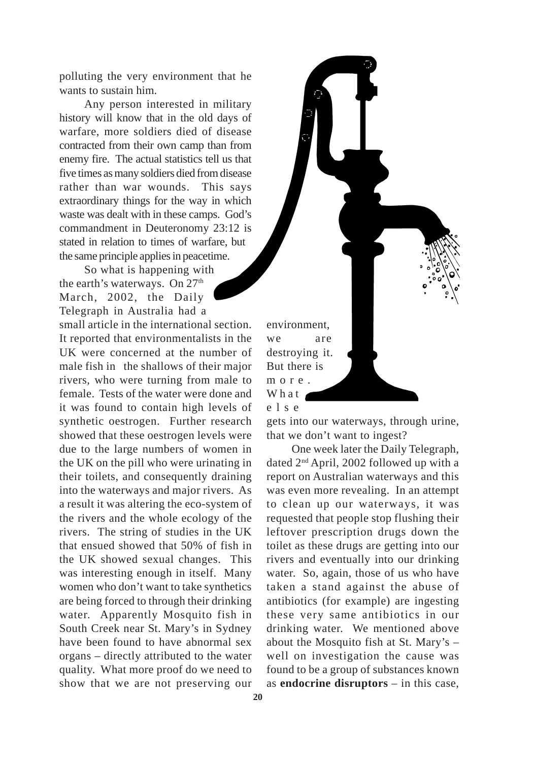polluting the very environment that he wants to sustain him.

Any person interested in military history will know that in the old days of warfare, more soldiers died of disease contracted from their own camp than from enemy fire. The actual statistics tell us that five times as many soldiers died from disease rather than war wounds. This says extraordinary things for the way in which waste was dealt with in these camps. God's commandment in Deuteronomy 23:12 is stated in relation to times of warfare, but the same principle applies in peacetime.

So what is happening with the earth's waterways. On 27th March, 2002, the Daily Telegraph in Australia had a small article in the international section. It reported that environmentalists in the UK were concerned at the number of male fish in the shallows of their major rivers, who were turning from male to female. Tests of the water were done and it was found to contain high levels of synthetic oestrogen. Further research showed that these oestrogen levels were due to the large numbers of women in the UK on the pill who were urinating in their toilets, and consequently draining into the waterways and major rivers. As a result it was altering the eco-system of the rivers and the whole ecology of the rivers. The string of studies in the UK that ensued showed that 50% of fish in the UK showed sexual changes. This was interesting enough in itself. Many women who don't want to take synthetics are being forced to through their drinking water. Apparently Mosquito fish in South Creek near St. Mary's in Sydney have been found to have abnormal sex organs – directly attributed to the water quality. What more proof do we need to show that we are not preserving our environment, we are destroying it. But there is more. What else gets into our waterways, through urine, that we don't want to ingest?

One week later the Daily Telegraph, dated 2nd April, 2002 followed up with a report on Australian waterways and this was even more revealing. In an attempt to clean up our waterways, it was requested that people stop flushing their leftover prescription drugs down the toilet as these drugs are getting into our rivers and eventually into our drinking water. So, again, those of us who have taken a stand against the abuse of antibiotics (for example) are ingesting these very same antibiotics in our drinking water. We mentioned above about the Mosquito fish at St. Mary's – well on investigation the cause was found to be a group of substances known as **endocrine disruptors** – in this case,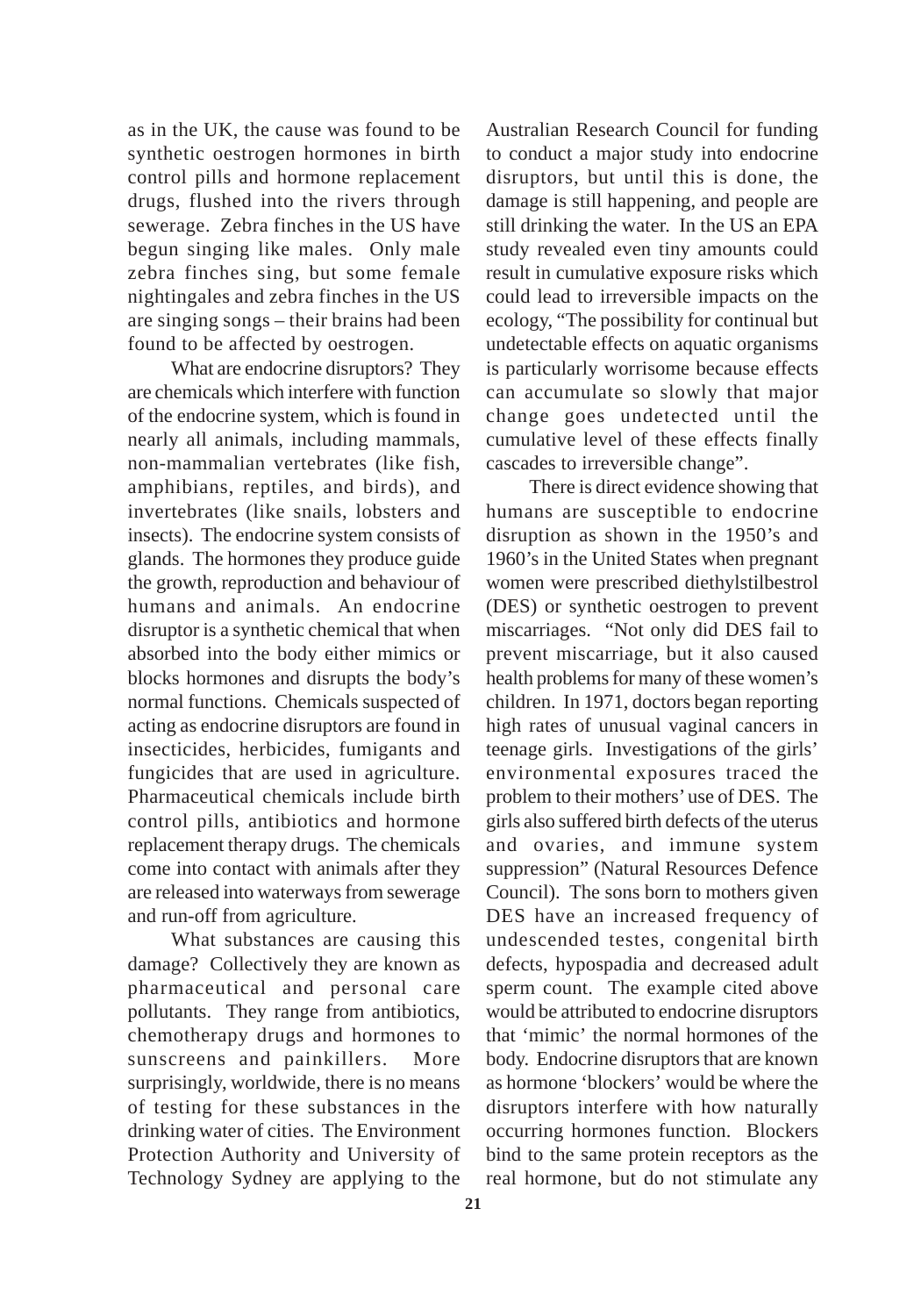as in the UK, the cause was found to be synthetic oestrogen hormones in birth control pills and hormone replacement drugs, flushed into the rivers through sewerage. Zebra finches in the US have begun singing like males. Only male zebra finches sing, but some female nightingales and zebra finches in the US are singing songs – their brains had been found to be affected by oestrogen.

What are endocrine disruptors? They are chemicals which interfere with function of the endocrine system, which is found in nearly all animals, including mammals, non-mammalian vertebrates (like fish, amphibians, reptiles, and birds), and invertebrates (like snails, lobsters and insects). The endocrine system consists of glands. The hormones they produce guide the growth, reproduction and behaviour of humans and animals. An endocrine disruptor is a synthetic chemical that when absorbed into the body either mimics or blocks hormones and disrupts the body's normal functions. Chemicals suspected of acting as endocrine disruptors are found in insecticides, herbicides, fumigants and fungicides that are used in agriculture. Pharmaceutical chemicals include birth control pills, antibiotics and hormone replacement therapy drugs. The chemicals come into contact with animals after they are released into waterways from sewerage and run-off from agriculture.

What substances are causing this damage? Collectively they are known as pharmaceutical and personal care pollutants. They range from antibiotics, chemotherapy drugs and hormones to sunscreens and painkillers. More surprisingly, worldwide, there is no means of testing for these substances in the drinking water of cities. The Environment Protection Authority and University of Technology Sydney are applying to the Australian Research Council for funding to conduct a major study into endocrine disruptors, but until this is done, the damage is still happening, and people are still drinking the water. In the US an EPA study revealed even tiny amounts could result in cumulative exposure risks which could lead to irreversible impacts on the ecology, "The possibility for continual but undetectable effects on aquatic organisms is particularly worrisome because effects can accumulate so slowly that major change goes undetected until the cumulative level of these effects finally cascades to irreversible change".

There is direct evidence showing that humans are susceptible to endocrine disruption as shown in the 1950's and 1960's in the United States when pregnant women were prescribed diethylstilbestrol (DES) or synthetic oestrogen to prevent miscarriages. "Not only did DES fail to prevent miscarriage, but it also caused health problems for many of these women's children. In 1971, doctors began reporting high rates of unusual vaginal cancers in teenage girls. Investigations of the girls' environmental exposures traced the problem to their mothers' use of DES. The girls also suffered birth defects of the uterus and ovaries, and immune system suppression" (Natural Resources Defence Council). The sons born to mothers given DES have an increased frequency of undescended testes, congenital birth defects, hypospadia and decreased adult sperm count. The example cited above would be attributed to endocrine disruptors that 'mimic' the normal hormones of the body. Endocrine disruptors that are known as hormone 'blockers' would be where the disruptors interfere with how naturally occurring hormones function. Blockers bind to the same protein receptors as the real hormone, but do not stimulate any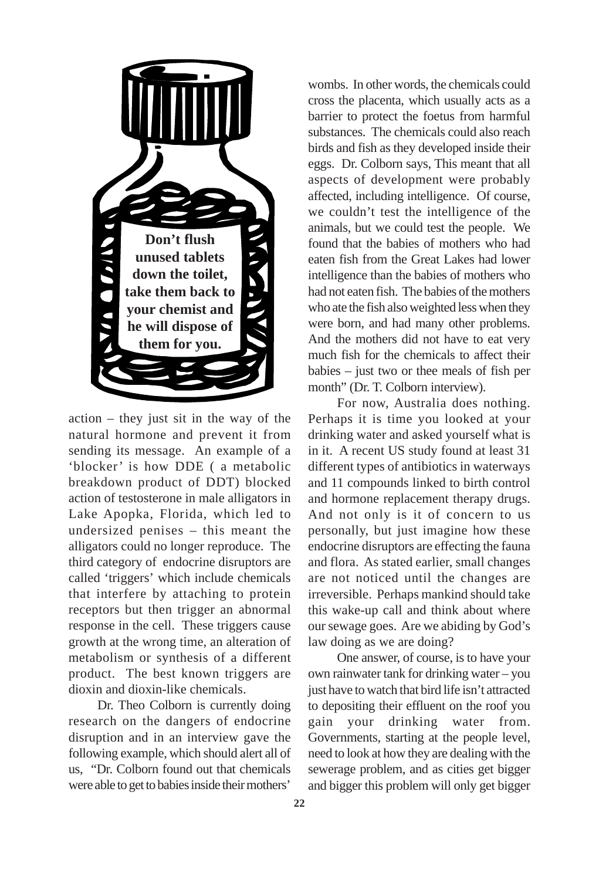**Don't flush unused tablets down the toilet, take them back to your chemist and he will dispose of them for you.**

action – they just sit in the way of the natural hormone and prevent it from sending its message. An example of a 'blocker' is how DDE ( a metabolic breakdown product of DDT) blocked action of testosterone in male alligators in Lake Apopka, Florida, which led to undersized penises – this meant the alligators could no longer reproduce. The third category of endocrine disruptors are called 'triggers' which include chemicals that interfere by attaching to protein receptors but then trigger an abnormal response in the cell. These triggers cause growth at the wrong time, an alteration of metabolism or synthesis of a different product. The best known triggers are dioxin and dioxin-like chemicals.

Dr. Theo Colborn is currently doing research on the dangers of endocrine disruption and in an interview gave the following example, which should alert all of us, "Dr. Colborn found out that chemicals were able to get to babies inside their mothers' wombs. In other words, the chemicals could cross the placenta, which usually acts as a barrier to protect the foetus from harmful substances. The chemicals could also reach birds and fish as they developed inside their eggs. Dr. Colborn says, This meant that all aspects of development were probably affected, including intelligence. Of course, we couldn't test the intelligence of the animals, but we could test the people. We found that the babies of mothers who had eaten fish from the Great Lakes had lower intelligence than the babies of mothers who had not eaten fish. The babies of the mothers who ate the fish also weighted less when they were born, and had many other problems. And the mothers did not have to eat very much fish for the chemicals to affect their babies – just two or thee meals of fish per month" (Dr. T. Colborn interview).

For now, Australia does nothing. Perhaps it is time you looked at your drinking water and asked yourself what is in it. A recent US study found at least 31 different types of antibiotics in waterways and 11 compounds linked to birth control and hormone replacement therapy drugs. And not only is it of concern to us personally, but just imagine how these endocrine disruptors are effecting the fauna and flora. As stated earlier, small changes are not noticed until the changes are irreversible. Perhaps mankind should take this wake-up call and think about where our sewage goes. Are we abiding by God's law doing as we are doing?

One answer, of course, is to have your own rainwater tank for drinking water – you just have to watch that bird life isn't attracted to depositing their effluent on the roof you gain your drinking water from. Governments, starting at the people level, need to look at how they are dealing with the sewerage problem, and as cities get bigger and bigger this problem will only get bigger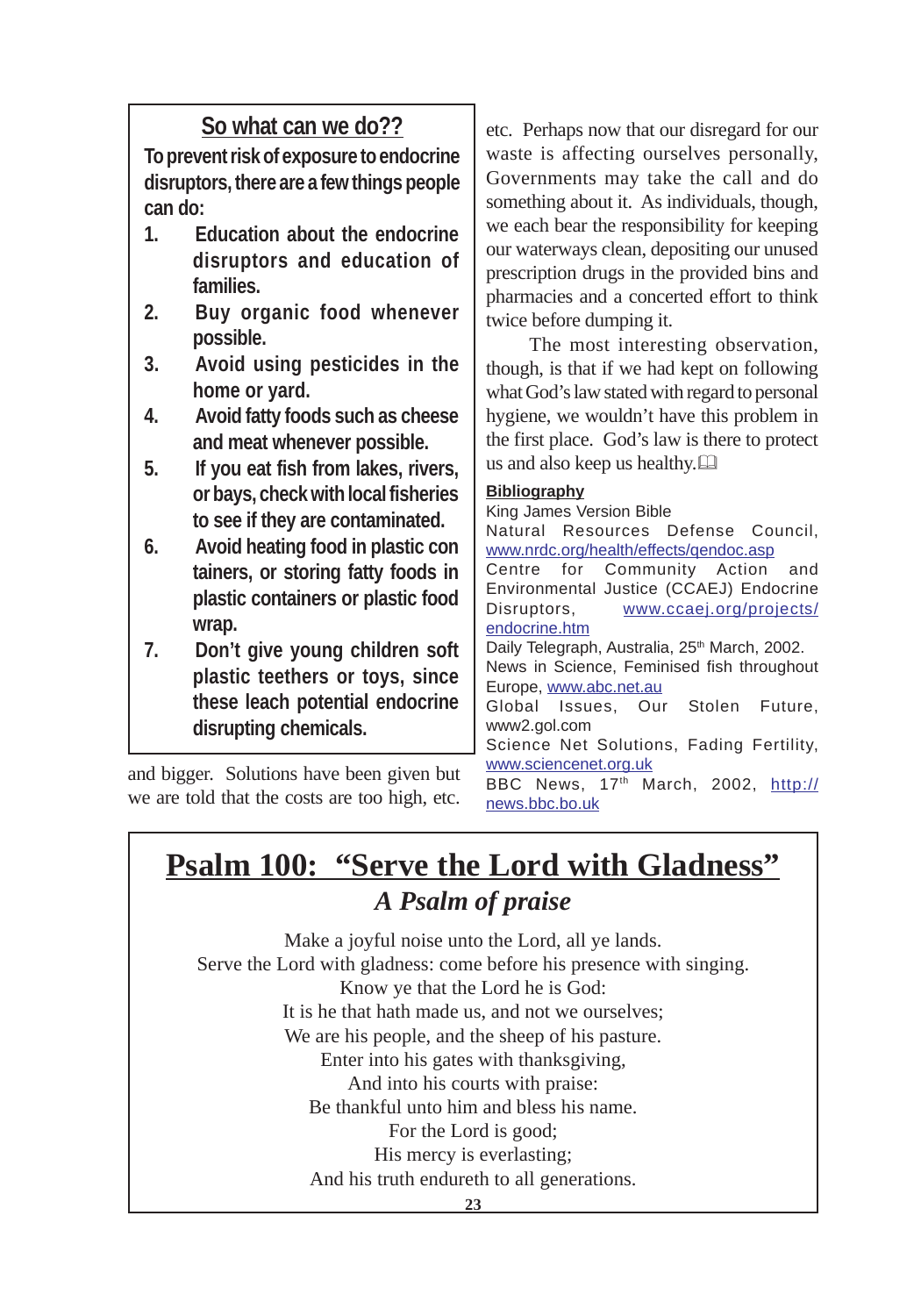## So what can we do??

**To prevent risk of exposure to endocrine disruptors, there are a few things people can do:**

1. **Education about the endocrine disruptors and education of families.**
2. **Buy organic food whenever possible.**
3. **Avoid using pesticides in the home or yard.**
4. **Avoid fatty foods such as cheese and meat whenever possible.**
5. **If you eat fish from lakes, rivers, or bays, check with local fisheries to see if they are contaminated.**
6. **Avoid heating food in plastic containers, or storing fatty foods in plastic containers or plastic food wrap.**
7. **Don't give young children soft plastic teethers or toys, since these leach potential endocrine disrupting chemicals.**

and bigger. Solutions have been given but we are told that the costs are too high, etc. Perhaps now that our disregard for our waste is affecting ourselves personally, Governments may take the call and do something about it. As individuals, though, we each bear the responsibility for keeping our waterways clean, depositing our unused prescription drugs in the provided bins and pharmacies and a concerted effort to think twice before dumping it.

The most interesting observation, though, is that if we had kept on following what God's law stated with regard to personal hygiene, we wouldn't have this problem in the first place. God's law is there to protect us and also keep us healthy.

**Bibliography**

King James Version Bible

Natural Resources Defense Council, www.nrdc.org/health/effects/qendoc.asp

Centre for Community Action and Environmental Justice (CCAEJ) Endocrine Disruptors, www.ccaej.org/projects/endocrine.htm

Daily Telegraph, Australia, 25th March, 2002.

News in Science, Feminised fish throughout Europe, www.abc.net.au

Global Issues, Our Stolen Future, www2.gol.com

Science Net Solutions, Fading Fertility, www.sciencenet.org.uk

BBC News, 17th March, 2002, http://news.bbc.bo.uk

# Psalm 100: "Serve the Lord with Gladness"

## *A Psalm of praise*

Make a joyful noise unto the Lord, all ye lands.
Serve the Lord with gladness: come before his presence with singing.
Know ye that the Lord he is God:
It is he that hath made us, and not we ourselves;
We are his people, and the sheep of his pasture.
Enter into his gates with thanksgiving,
And into his courts with praise:
Be thankful unto him and bless his name.
For the Lord is good;
His mercy is everlasting;
And his truth endureth to all generations.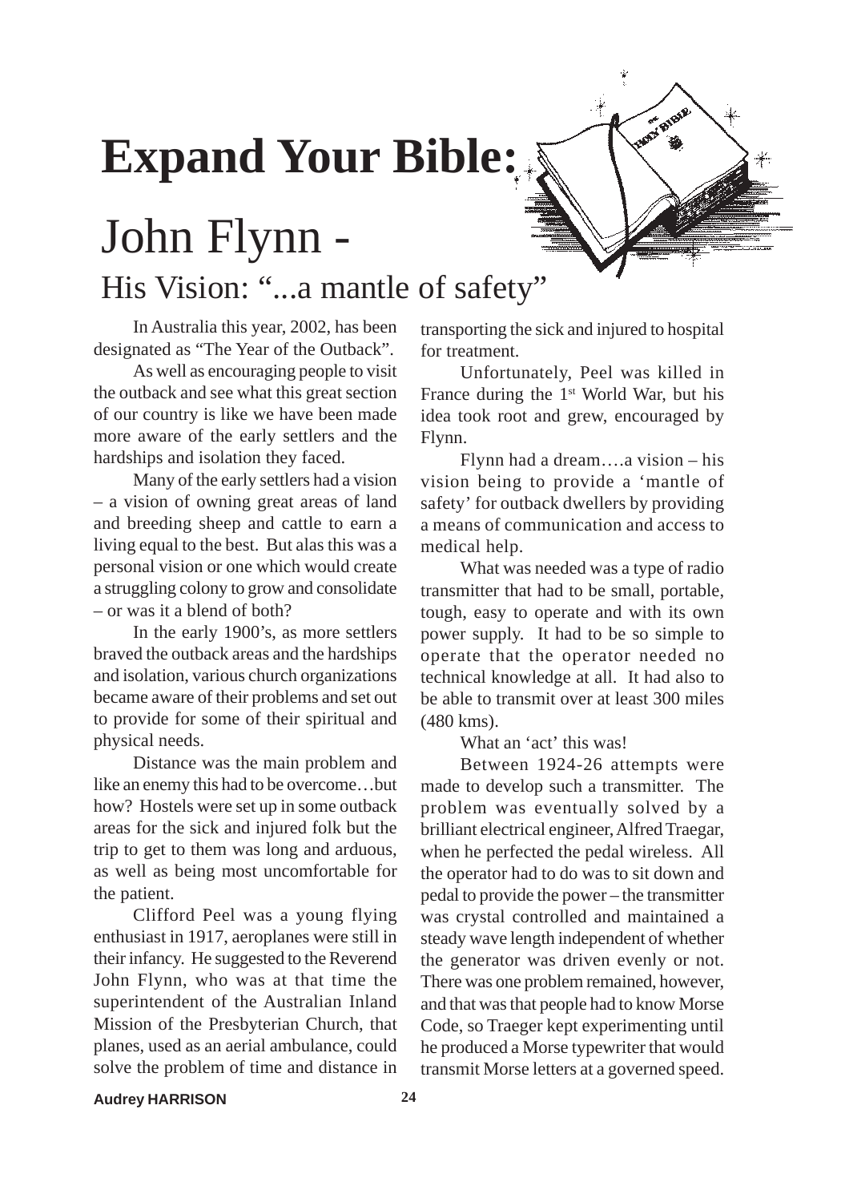# Expand Your Bible:

# John Flynn -

## His Vision: "...a mantle of safety"

In Australia this year, 2002, has been designated as "The Year of the Outback".

As well as encouraging people to visit the outback and see what this great section of our country is like we have been made more aware of the early settlers and the hardships and isolation they faced.

Many of the early settlers had a vision – a vision of owning great areas of land and breeding sheep and cattle to earn a living equal to the best. But alas this was a personal vision or one which would create a struggling colony to grow and consolidate – or was it a blend of both?

In the early 1900's, as more settlers braved the outback areas and the hardships and isolation, various church organizations became aware of their problems and set out to provide for some of their spiritual and physical needs.

Distance was the main problem and like an enemy this had to be overcome…but how? Hostels were set up in some outback areas for the sick and injured folk but the trip to get to them was long and arduous, as well as being most uncomfortable for the patient.

Clifford Peel was a young flying enthusiast in 1917, aeroplanes were still in their infancy. He suggested to the Reverend John Flynn, who was at that time the superintendent of the Australian Inland Mission of the Presbyterian Church, that planes, used as an aerial ambulance, could solve the problem of time and distance in transporting the sick and injured to hospital for treatment.

Unfortunately, Peel was killed in France during the 1st World War, but his idea took root and grew, encouraged by Flynn.

Flynn had a dream….a vision – his vision being to provide a 'mantle of safety' for outback dwellers by providing a means of communication and access to medical help.

What was needed was a type of radio transmitter that had to be small, portable, tough, easy to operate and with its own power supply. It had to be so simple to operate that the operator needed no technical knowledge at all. It had also to be able to transmit over at least 300 miles (480 kms).

What an 'act' this was!

Between 1924-26 attempts were made to develop such a transmitter. The problem was eventually solved by a brilliant electrical engineer, Alfred Traegar, when he perfected the pedal wireless. All the operator had to do was to sit down and pedal to provide the power – the transmitter was crystal controlled and maintained a steady wave length independent of whether the generator was driven evenly or not. There was one problem remained, however, and that was that people had to know Morse Code, so Traeger kept experimenting until he produced a Morse typewriter that would transmit Morse letters at a governed speed.

**Audrey HARRISON**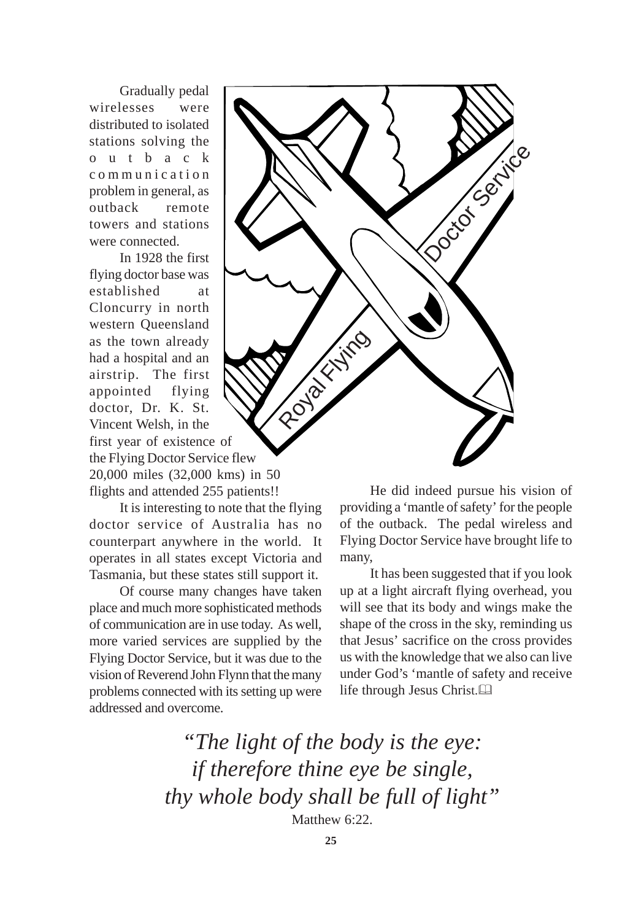Gradually pedal wirelesses were distributed to isolated stations solving the outback communication problem in general, as outback remote towers and stations were connected.

In 1928 the first flying doctor base was established at Cloncurry in north western Queensland as the town already had a hospital and an airstrip. The first appointed flying doctor, Dr. K. St. Vincent Welsh, in the first year of existence of the Flying Doctor Service flew 20,000 miles (32,000 kms) in 50 flights and attended 255 patients!!

It is interesting to note that the flying doctor service of Australia has no counterpart anywhere in the world. It operates in all states except Victoria and Tasmania, but these states still support it.

Of course many changes have taken place and much more sophisticated methods of communication are in use today. As well, more varied services are supplied by the Flying Doctor Service, but it was due to the vision of Reverend John Flynn that the many problems connected with its setting up were addressed and overcome.

He did indeed pursue his vision of providing a 'mantle of safety' for the people of the outback. The pedal wireless and Flying Doctor Service have brought life to many,

It has been suggested that if you look up at a light aircraft flying overhead, you will see that its body and wings make the shape of the cross in the sky, reminding us that Jesus' sacrifice on the cross provides us with the knowledge that we also can live under God's 'mantle of safety and receive life through Jesus Christ.

*"The light of the body is the eye:*
*if therefore thine eye be single,*
*thy whole body shall be full of light"*

Matthew 6:22.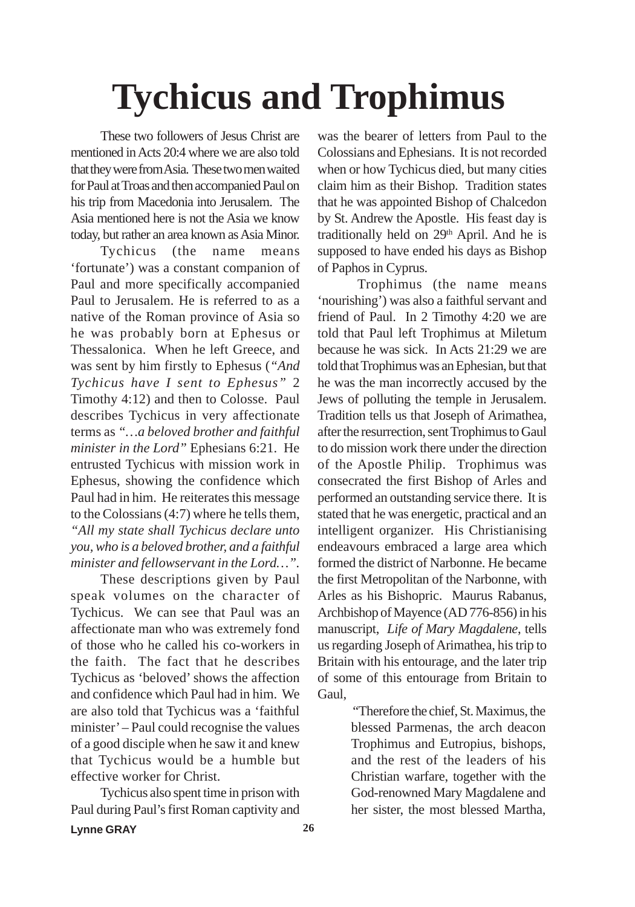# Tychicus and Trophimus

These two followers of Jesus Christ are mentioned in Acts 20:4 where we are also told that they were from Asia. These two men waited for Paul at Troas and then accompanied Paul on his trip from Macedonia into Jerusalem. The Asia mentioned here is not the Asia we know today, but rather an area known as Asia Minor.

Tychicus (the name means 'fortunate') was a constant companion of Paul and more specifically accompanied Paul to Jerusalem. He is referred to as a native of the Roman province of Asia so he was probably born at Ephesus or Thessalonica. When he left Greece, and was sent by him firstly to Ephesus (*"And Tychicus have I sent to Ephesus"* 2 Timothy 4:12) and then to Colosse. Paul describes Tychicus in very affectionate terms as *"…a beloved brother and faithful minister in the Lord"* Ephesians 6:21. He entrusted Tychicus with mission work in Ephesus, showing the confidence which Paul had in him. He reiterates this message to the Colossians (4:7) where he tells them, *"All my state shall Tychicus declare unto you, who is a beloved brother, and a faithful minister and fellowservant in the Lord…"*.

These descriptions given by Paul speak volumes on the character of Tychicus. We can see that Paul was an affectionate man who was extremely fond of those who he called his co-workers in the faith. The fact that he describes Tychicus as 'beloved' shows the affection and confidence which Paul had in him. We are also told that Tychicus was a 'faithful minister' – Paul could recognise the values of a good disciple when he saw it and knew that Tychicus would be a humble but effective worker for Christ.

Tychicus also spent time in prison with Paul during Paul's first Roman captivity and was the bearer of letters from Paul to the Colossians and Ephesians. It is not recorded when or how Tychicus died, but many cities claim him as their Bishop. Tradition states that he was appointed Bishop of Chalcedon by St. Andrew the Apostle. His feast day is traditionally held on 29th April. And he is supposed to have ended his days as Bishop of Paphos in Cyprus.

Trophimus (the name means 'nourishing') was also a faithful servant and friend of Paul. In 2 Timothy 4:20 we are told that Paul left Trophimus at Miletum because he was sick. In Acts 21:29 we are told that Trophimus was an Ephesian, but that he was the man incorrectly accused by the Jews of polluting the temple in Jerusalem. Tradition tells us that Joseph of Arimathea, after the resurrection, sent Trophimus to Gaul to do mission work there under the direction of the Apostle Philip. Trophimus was consecrated the first Bishop of Arles and performed an outstanding service there. It is stated that he was energetic, practical and an intelligent organizer. His Christianising endeavours embraced a large area which formed the district of Narbonne. He became the first Metropolitan of the Narbonne, with Arles as his Bishopric. Maurus Rabanus, Archbishop of Mayence (AD 776-856) in his manuscript, *Life of Mary Magdalene*, tells us regarding Joseph of Arimathea, his trip to Britain with his entourage, and the later trip of some of this entourage from Britain to Gaul,

> "Therefore the chief, St. Maximus, the blessed Parmenas, the arch deacon Trophimus and Eutropius, bishops, and the rest of the leaders of his Christian warfare, together with the God-renowned Mary Magdalene and her sister, the most blessed Martha,

Lynne GRAY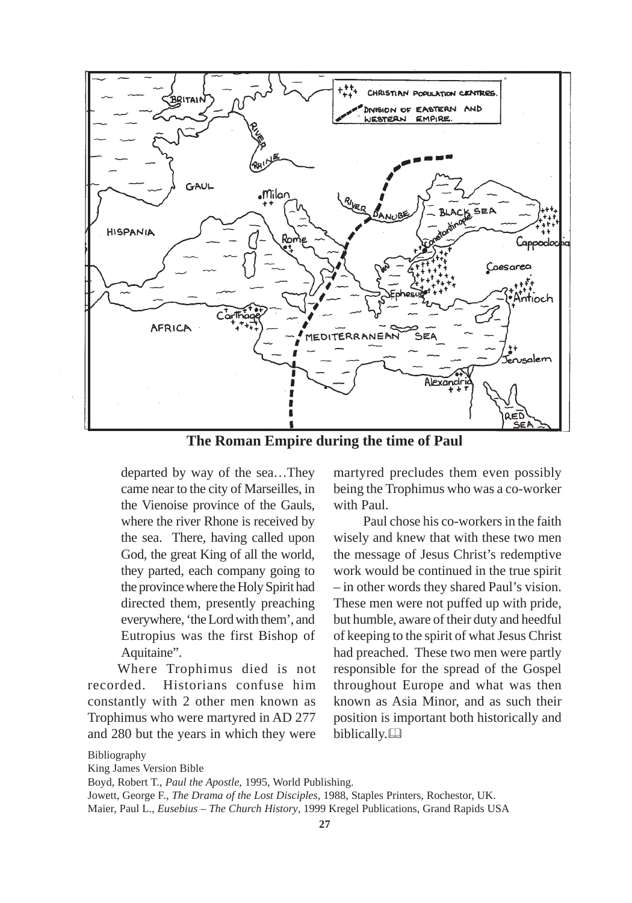**The Roman Empire during the time of Paul**

departed by way of the sea…They came near to the city of Marseilles, in the Vienoise province of the Gauls, where the river Rhone is received by the sea. There, having called upon God, the great King of all the world, they parted, each company going to the province where the Holy Spirit had directed them, presently preaching everywhere, 'the Lord with them', and Eutropius was the first Bishop of Aquitaine".

Where Trophimus died is not recorded. Historians confuse him constantly with 2 other men known as Trophimus who were martyred in AD 277 and 280 but the years in which they were martyred precludes them even possibly being the Trophimus who was a co-worker with Paul.

Paul chose his co-workers in the faith wisely and knew that with these two men the message of Jesus Christ's redemptive work would be continued in the true spirit – in other words they shared Paul's vision. These men were not puffed up with pride, but humble, aware of their duty and heedful of keeping to the spirit of what Jesus Christ had preached. These two men were partly responsible for the spread of the Gospel throughout Europe and what was then known as Asia Minor, and as such their position is important both historically and biblically.

Bibliography

King James Version Bible

Boyd, Robert T., *Paul the Apostle*, 1995, World Publishing.

Jowett, George F., *The Drama of the Lost Disciples*, 1988, Staples Printers, Rochestor, UK.

Maier, Paul L., *Eusebius – The Church History*, 1999 Kregel Publications, Grand Rapids USA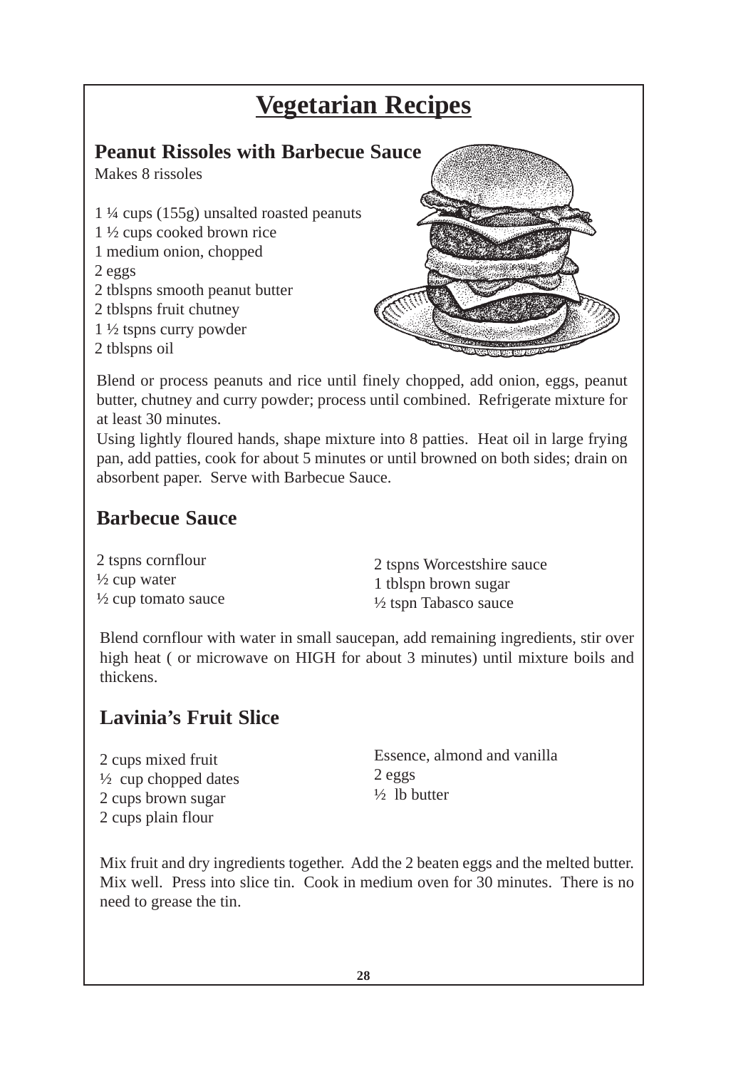# Vegetarian Recipes

## Peanut Rissoles with Barbecue Sauce

Makes 8 rissoles

1 ¼ cups (155g) unsalted roasted peanuts
1 ½ cups cooked brown rice
1 medium onion, chopped
2 eggs
2 tblspns smooth peanut butter
2 tblspns fruit chutney
1 ½ tspns curry powder
2 tblspns oil

Blend or process peanuts and rice until finely chopped, add onion, eggs, peanut butter, chutney and curry powder; process until combined. Refrigerate mixture for at least 30 minutes.
Using lightly floured hands, shape mixture into 8 patties. Heat oil in large frying pan, add patties, cook for about 5 minutes or until browned on both sides; drain on absorbent paper. Serve with Barbecue Sauce.

## Barbecue Sauce

2 tspns cornflour
½ cup water
½ cup tomato sauce
2 tspns Worcestshire sauce
1 tblspn brown sugar
½ tspn Tabasco sauce

Blend cornflour with water in small saucepan, add remaining ingredients, stir over high heat ( or microwave on HIGH for about 3 minutes) until mixture boils and thickens.

## Lavinia's Fruit Slice

2 cups mixed fruit
½ cup chopped dates
2 cups brown sugar
2 cups plain flour
Essence, almond and vanilla
2 eggs
½ lb butter

Mix fruit and dry ingredients together. Add the 2 beaten eggs and the melted butter. Mix well. Press into slice tin. Cook in medium oven for 30 minutes. There is no need to grease the tin.